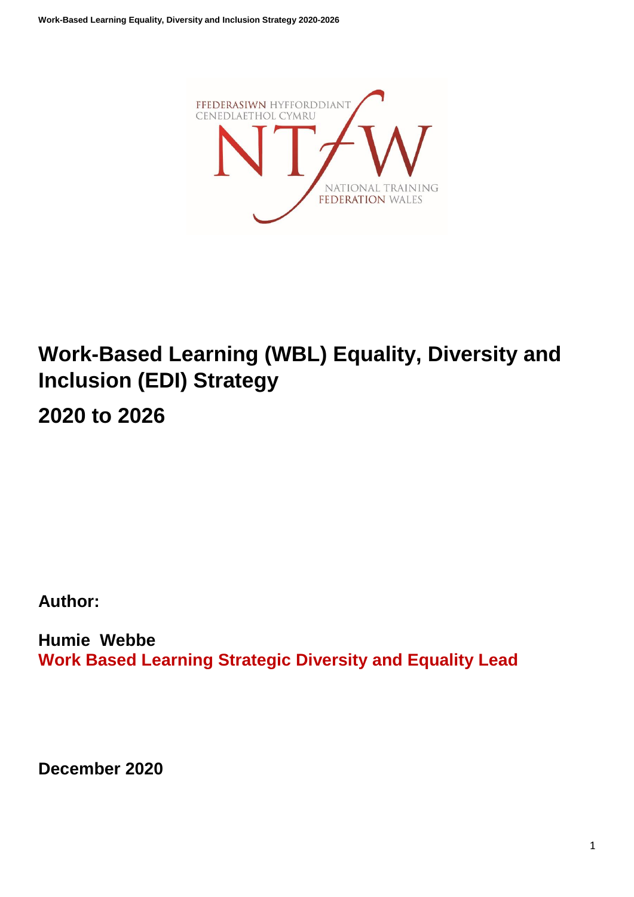FFEDERASIWN HYFFORDDIANT CENEDLAETHOL CYMRU

NTfW

NATIONAL TRAINING FEDERATION WALES

# Work-Based Learning (WBL) Equality, Diversity and Inclusion (EDI) Strategy

# 2020 to 2026

**Author:**

**Humie Webbe**
**Work Based Learning Strategic Diversity and Equality Lead**

**December 2020**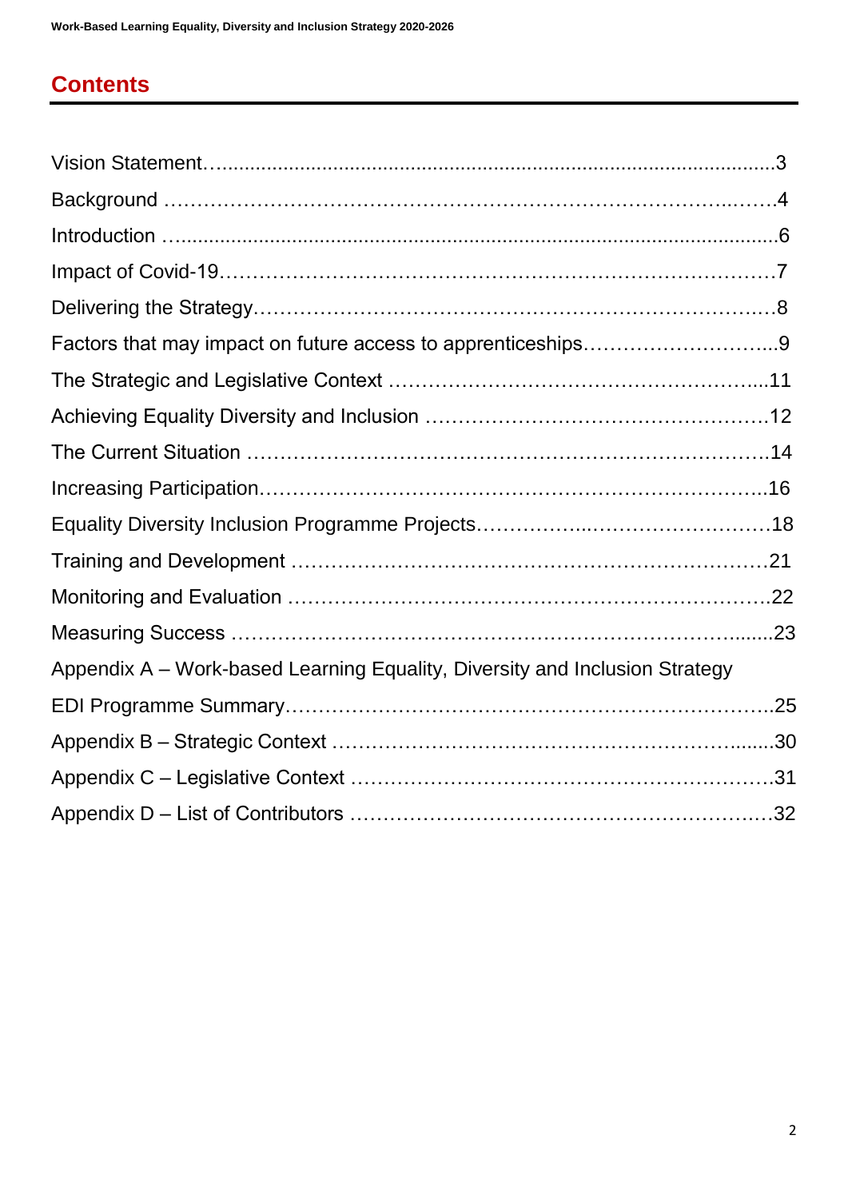## Contents

Vision Statement…......................................................................................................3

Background ……………………………………………………………………….…….4

Introduction …..............................................................................................................6

Impact of Covid-19………………………………………………………………………7

Delivering the Strategy……………………………………………………………….…8

Factors that may impact on future access to apprenticeships………………………...9

The Strategic and Legislative Context ………………………………………………....11

Achieving Equality Diversity and Inclusion ……………………………………………12

The Current Situation ……………………………………………………………………14

Increasing Participation…………………………………………………………………..16

Equality Diversity Inclusion Programme Projects……………...………………………18

Training and Development ………………………………………………………………21

Monitoring and Evaluation ………………………………………………………………22

Measuring Success ……………………………………………………………….........23

Appendix A – Work-based Learning Equality, Diversity and Inclusion Strategy EDI Programme Summary………………………………………………………………..25

Appendix B – Strategic Context ………………………………………………….........30

Appendix C – Legislative Context ………………………………………………………31

Appendix D – List of Contributors ………………………………………………….…32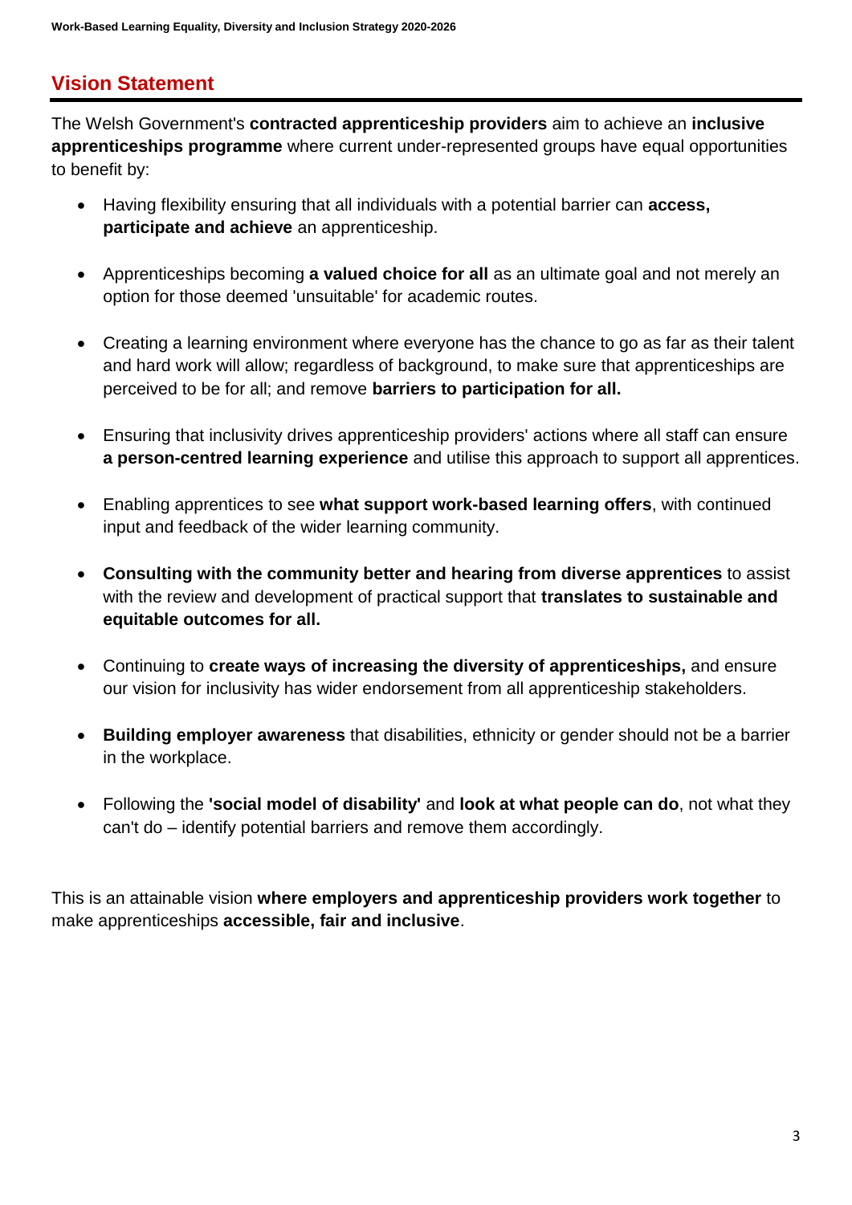## Vision Statement

The Welsh Government's **contracted apprenticeship providers** aim to achieve an **inclusive apprenticeships programme** where current under-represented groups have equal opportunities to benefit by:

- Having flexibility ensuring that all individuals with a potential barrier can **access, participate and achieve** an apprenticeship.
- Apprenticeships becoming **a valued choice for all** as an ultimate goal and not merely an option for those deemed 'unsuitable' for academic routes.
- Creating a learning environment where everyone has the chance to go as far as their talent and hard work will allow; regardless of background, to make sure that apprenticeships are perceived to be for all; and remove **barriers to participation for all.**
- Ensuring that inclusivity drives apprenticeship providers' actions where all staff can ensure **a person-centred learning experience** and utilise this approach to support all apprentices.
- Enabling apprentices to see **what support work-based learning offers**, with continued input and feedback of the wider learning community.
- **Consulting with the community better and hearing from diverse apprentices** to assist with the review and development of practical support that **translates to sustainable and equitable outcomes for all.**
- Continuing to **create ways of increasing the diversity of apprenticeships,** and ensure our vision for inclusivity has wider endorsement from all apprenticeship stakeholders.
- **Building employer awareness** that disabilities, ethnicity or gender should not be a barrier in the workplace.
- Following the **'social model of disability'** and **look at what people can do**, not what they can't do – identify potential barriers and remove them accordingly.

This is an attainable vision **where employers and apprenticeship providers work together** to make apprenticeships **accessible, fair and inclusive**.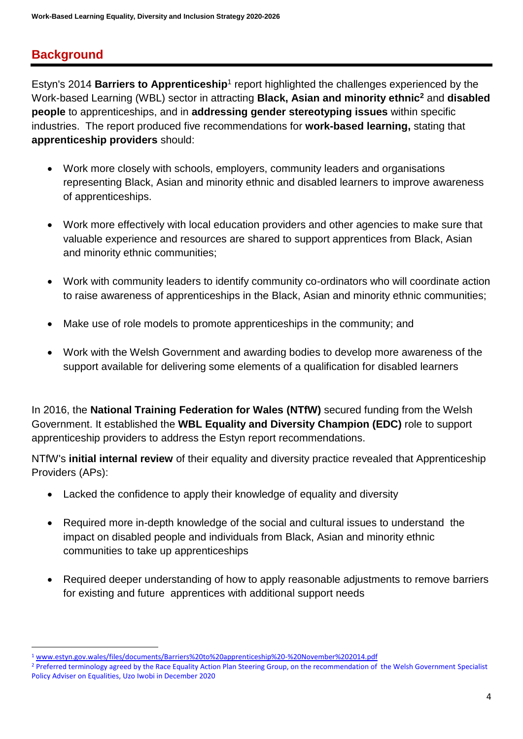## Background

Estyn's 2014 **Barriers to Apprenticeship**[1] report highlighted the challenges experienced by the Work-based Learning (WBL) sector in attracting **Black, Asian and minority ethnic**[2] and **disabled people** to apprenticeships, and in **addressing gender stereotyping issues** within specific industries. The report produced five recommendations for **work-based learning,** stating that **apprenticeship providers** should:

- Work more closely with schools, employers, community leaders and organisations representing Black, Asian and minority ethnic and disabled learners to improve awareness of apprenticeships.
- Work more effectively with local education providers and other agencies to make sure that valuable experience and resources are shared to support apprentices from Black, Asian and minority ethnic communities;
- Work with community leaders to identify community co-ordinators who will coordinate action to raise awareness of apprenticeships in the Black, Asian and minority ethnic communities;
- Make use of role models to promote apprenticeships in the community; and
- Work with the Welsh Government and awarding bodies to develop more awareness of the support available for delivering some elements of a qualification for disabled learners

In 2016, the **National Training Federation for Wales (NTfW)** secured funding from the Welsh Government. It established the **WBL Equality and Diversity Champion (EDC)** role to support apprenticeship providers to address the Estyn report recommendations.

NTfW's **initial internal review** of their equality and diversity practice revealed that Apprenticeship Providers (APs):

- Lacked the confidence to apply their knowledge of equality and diversity
- Required more in-depth knowledge of the social and cultural issues to understand the impact on disabled people and individuals from Black, Asian and minority ethnic communities to take up apprenticeships
- Required deeper understanding of how to apply reasonable adjustments to remove barriers for existing and future apprentices with additional support needs

---

[1] www.estyn.gov.wales/files/documents/Barriers%20to%20apprenticeship%20-%20November%202014.pdf

[2] Preferred terminology agreed by the Race Equality Action Plan Steering Group, on the recommendation of the Welsh Government Specialist Policy Adviser on Equalities, Uzo Iwobi in December 2020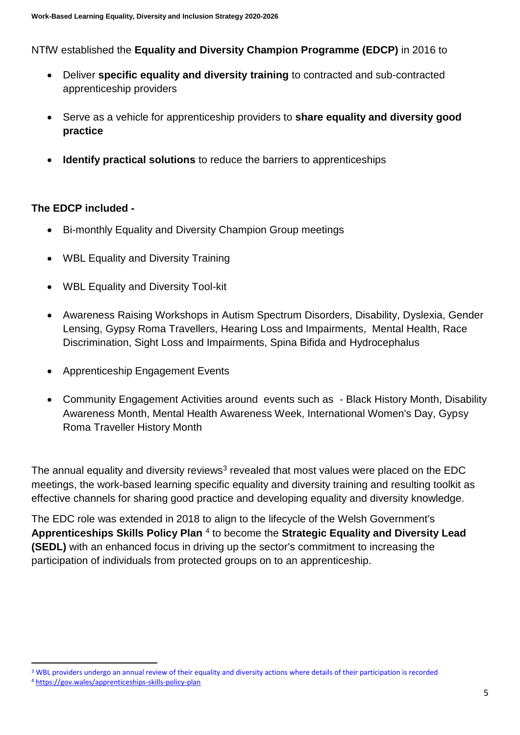NTfW established the **Equality and Diversity Champion Programme (EDCP)** in 2016 to

- Deliver **specific equality and diversity training** to contracted and sub-contracted apprenticeship providers
- Serve as a vehicle for apprenticeship providers to **share equality and diversity good practice**
- **Identify practical solutions** to reduce the barriers to apprenticeships

**The EDCP included -**

- Bi-monthly Equality and Diversity Champion Group meetings
- WBL Equality and Diversity Training
- WBL Equality and Diversity Tool-kit
- Awareness Raising Workshops in Autism Spectrum Disorders, Disability, Dyslexia, Gender Lensing, Gypsy Roma Travellers, Hearing Loss and Impairments, Mental Health, Race Discrimination, Sight Loss and Impairments, Spina Bifida and Hydrocephalus
- Apprenticeship Engagement Events
- Community Engagement Activities around events such as - Black History Month, Disability Awareness Month, Mental Health Awareness Week, International Women's Day, Gypsy Roma Traveller History Month

The annual equality and diversity reviews[3] revealed that most values were placed on the EDC meetings, the work-based learning specific equality and diversity training and resulting toolkit as effective channels for sharing good practice and developing equality and diversity knowledge.

The EDC role was extended in 2018 to align to the lifecycle of the Welsh Government's **Apprenticeships Skills Policy Plan** [4] to become the **Strategic Equality and Diversity Lead (SEDL)** with an enhanced focus in driving up the sector's commitment to increasing the participation of individuals from protected groups on to an apprenticeship.

[3] WBL providers undergo an annual review of their equality and diversity actions where details of their participation is recorded

[4] https://gov.wales/apprenticeships-skills-policy-plan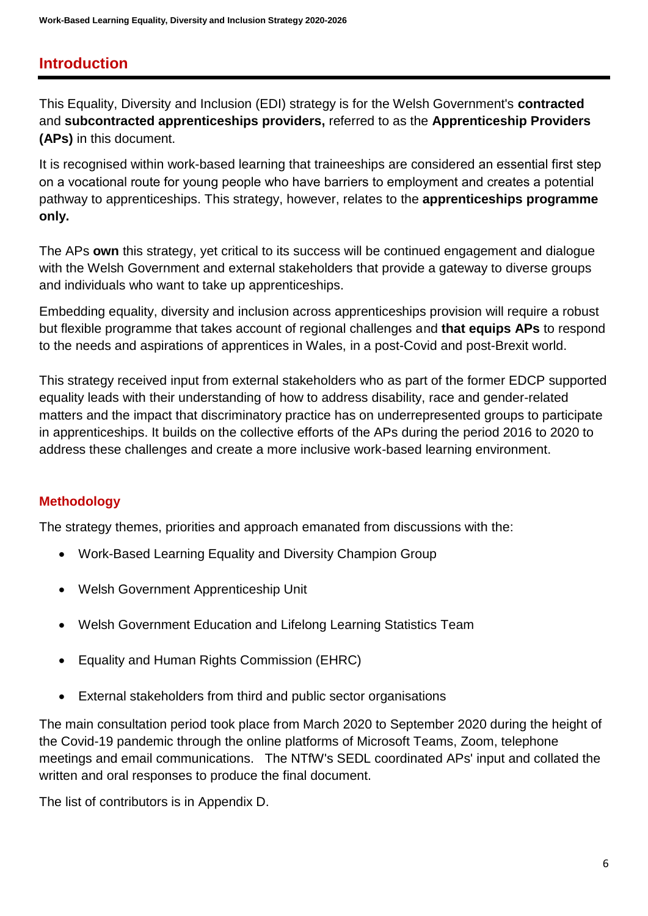## Introduction

This Equality, Diversity and Inclusion (EDI) strategy is for the Welsh Government's **contracted** and **subcontracted apprenticeships providers,** referred to as the **Apprenticeship Providers (APs)** in this document.

It is recognised within work-based learning that traineeships are considered an essential first step on a vocational route for young people who have barriers to employment and creates a potential pathway to apprenticeships. This strategy, however, relates to the **apprenticeships programme only.**

The APs **own** this strategy, yet critical to its success will be continued engagement and dialogue with the Welsh Government and external stakeholders that provide a gateway to diverse groups and individuals who want to take up apprenticeships.

Embedding equality, diversity and inclusion across apprenticeships provision will require a robust but flexible programme that takes account of regional challenges and **that equips APs** to respond to the needs and aspirations of apprentices in Wales, in a post-Covid and post-Brexit world.

This strategy received input from external stakeholders who as part of the former EDCP supported equality leads with their understanding of how to address disability, race and gender-related matters and the impact that discriminatory practice has on underrepresented groups to participate in apprenticeships. It builds on the collective efforts of the APs during the period 2016 to 2020 to address these challenges and create a more inclusive work-based learning environment.

### Methodology

The strategy themes, priorities and approach emanated from discussions with the:

- Work-Based Learning Equality and Diversity Champion Group
- Welsh Government Apprenticeship Unit
- Welsh Government Education and Lifelong Learning Statistics Team
- Equality and Human Rights Commission (EHRC)
- External stakeholders from third and public sector organisations

The main consultation period took place from March 2020 to September 2020 during the height of the Covid-19 pandemic through the online platforms of Microsoft Teams, Zoom, telephone meetings and email communications. The NTfW's SEDL coordinated APs' input and collated the written and oral responses to produce the final document.

The list of contributors is in Appendix D.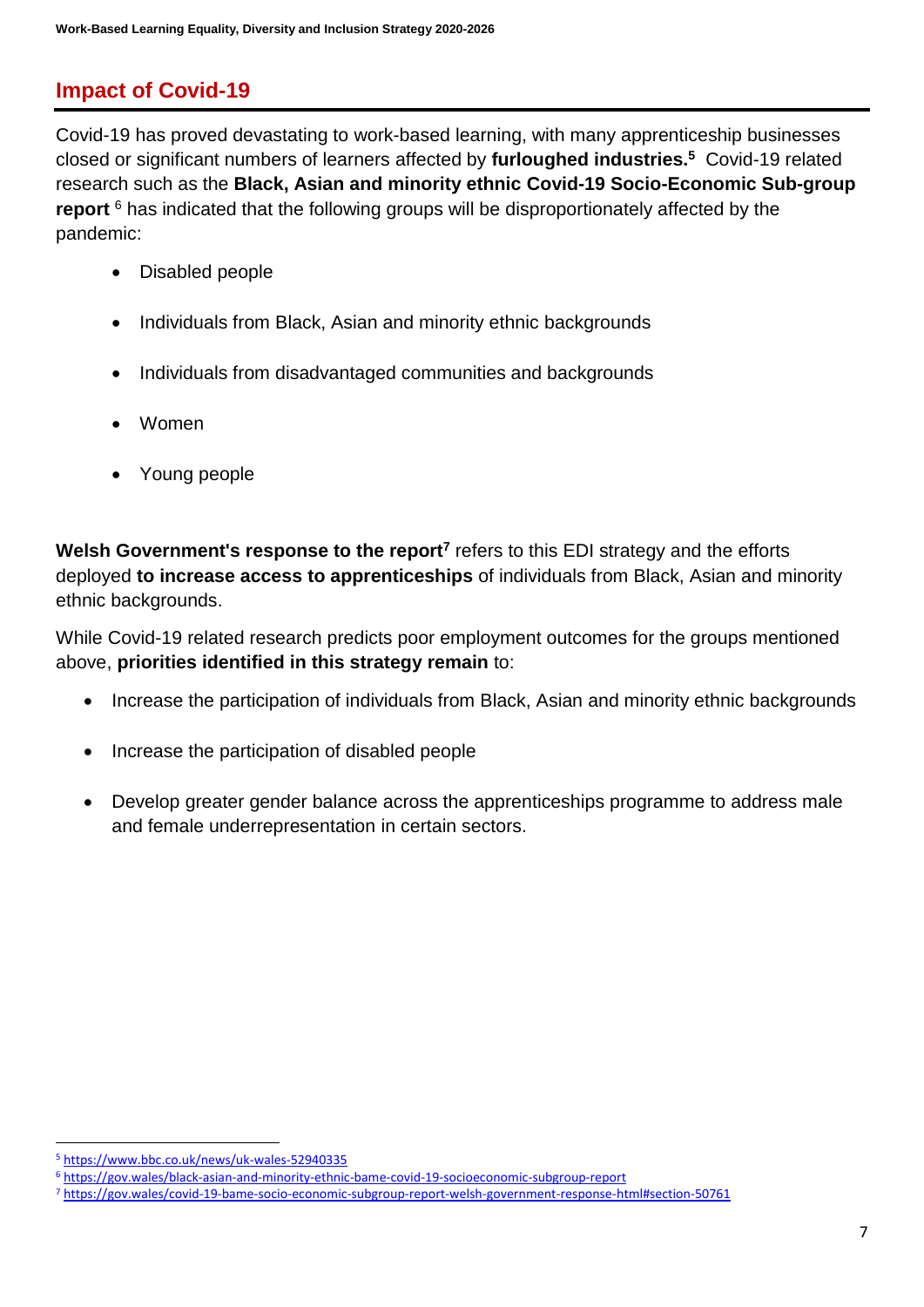## Impact of Covid-19

Covid-19 has proved devastating to work-based learning, with many apprenticeship businesses closed or significant numbers of learners affected by **furloughed industries.**[5] Covid-19 related research such as the **Black, Asian and minority ethnic Covid-19 Socio-Economic Sub-group report**[6] has indicated that the following groups will be disproportionately affected by the pandemic:

- Disabled people
- Individuals from Black, Asian and minority ethnic backgrounds
- Individuals from disadvantaged communities and backgrounds
- Women
- Young people

**Welsh Government's response to the report**[7] refers to this EDI strategy and the efforts deployed **to increase access to apprenticeships** of individuals from Black, Asian and minority ethnic backgrounds.

While Covid-19 related research predicts poor employment outcomes for the groups mentioned above, **priorities identified in this strategy remain** to:

- Increase the participation of individuals from Black, Asian and minority ethnic backgrounds
- Increase the participation of disabled people
- Develop greater gender balance across the apprenticeships programme to address male and female underrepresentation in certain sectors.

---

[5] https://www.bbc.co.uk/news/uk-wales-52940335

[6] https://gov.wales/black-asian-and-minority-ethnic-bame-covid-19-socioeconomic-subgroup-report

[7] https://gov.wales/covid-19-bame-socio-economic-subgroup-report-welsh-government-response-html#section-50761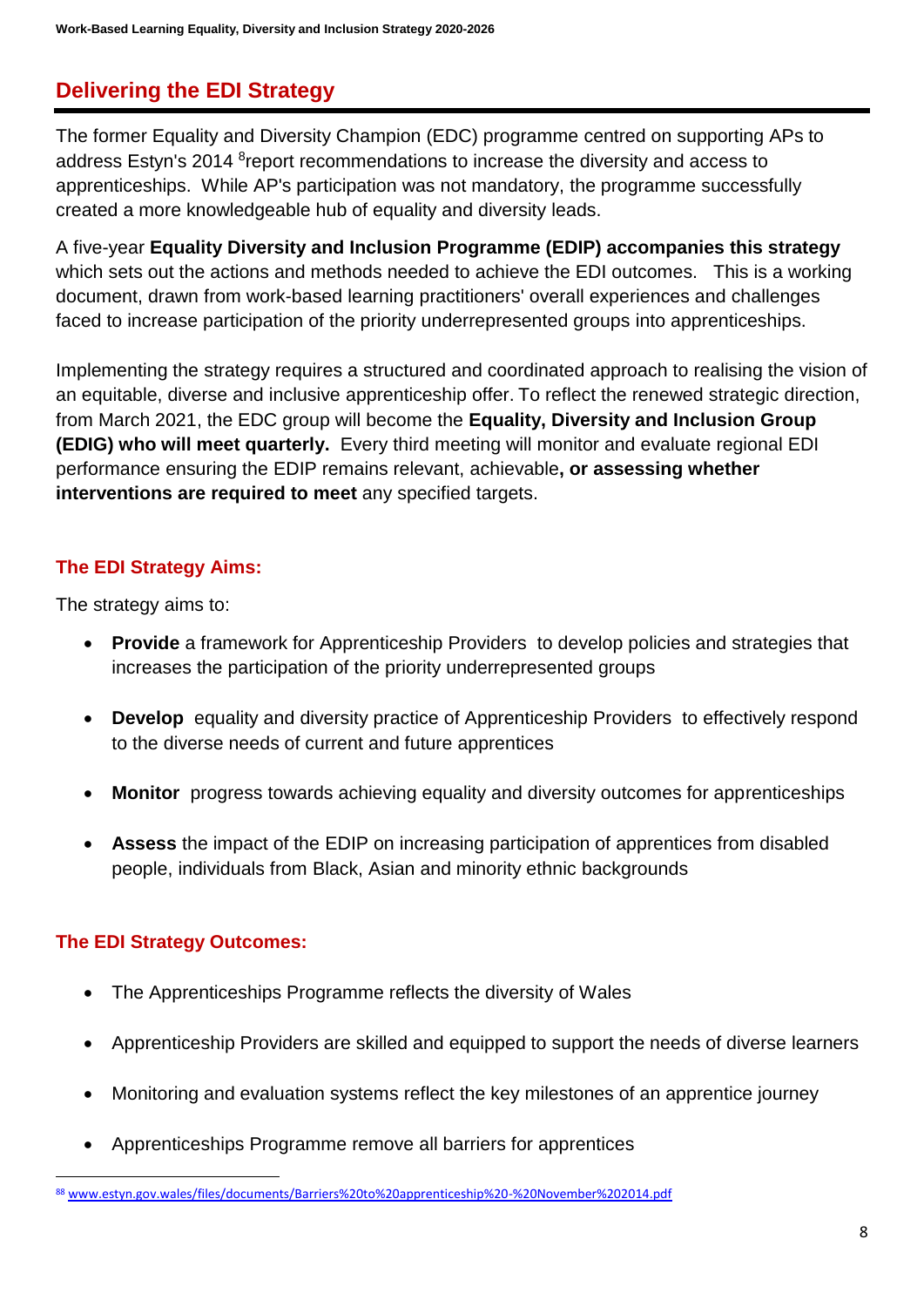## Delivering the EDI Strategy

The former Equality and Diversity Champion (EDC) programme centred on supporting APs to address Estyn's 2014 [8]report recommendations to increase the diversity and access to apprenticeships. While AP's participation was not mandatory, the programme successfully created a more knowledgeable hub of equality and diversity leads.

A five-year **Equality Diversity and Inclusion Programme (EDIP) accompanies this strategy** which sets out the actions and methods needed to achieve the EDI outcomes. This is a working document, drawn from work-based learning practitioners' overall experiences and challenges faced to increase participation of the priority underrepresented groups into apprenticeships.

Implementing the strategy requires a structured and coordinated approach to realising the vision of an equitable, diverse and inclusive apprenticeship offer. To reflect the renewed strategic direction, from March 2021, the EDC group will become the **Equality, Diversity and Inclusion Group (EDIG) who will meet quarterly.** Every third meeting will monitor and evaluate regional EDI performance ensuring the EDIP remains relevant, achievable**, or assessing whether interventions are required to meet** any specified targets.

### The EDI Strategy Aims:

The strategy aims to:

- **Provide** a framework for Apprenticeship Providers to develop policies and strategies that increases the participation of the priority underrepresented groups
- **Develop** equality and diversity practice of Apprenticeship Providers to effectively respond to the diverse needs of current and future apprentices
- **Monitor** progress towards achieving equality and diversity outcomes for apprenticeships
- **Assess** the impact of the EDIP on increasing participation of apprentices from disabled people, individuals from Black, Asian and minority ethnic backgrounds

### The EDI Strategy Outcomes:

- The Apprenticeships Programme reflects the diversity of Wales
- Apprenticeship Providers are skilled and equipped to support the needs of diverse learners
- Monitoring and evaluation systems reflect the key milestones of an apprentice journey
- Apprenticeships Programme remove all barriers for apprentices

[88] www.estyn.gov.wales/files/documents/Barriers%20to%20apprenticeship%20-%20November%202014.pdf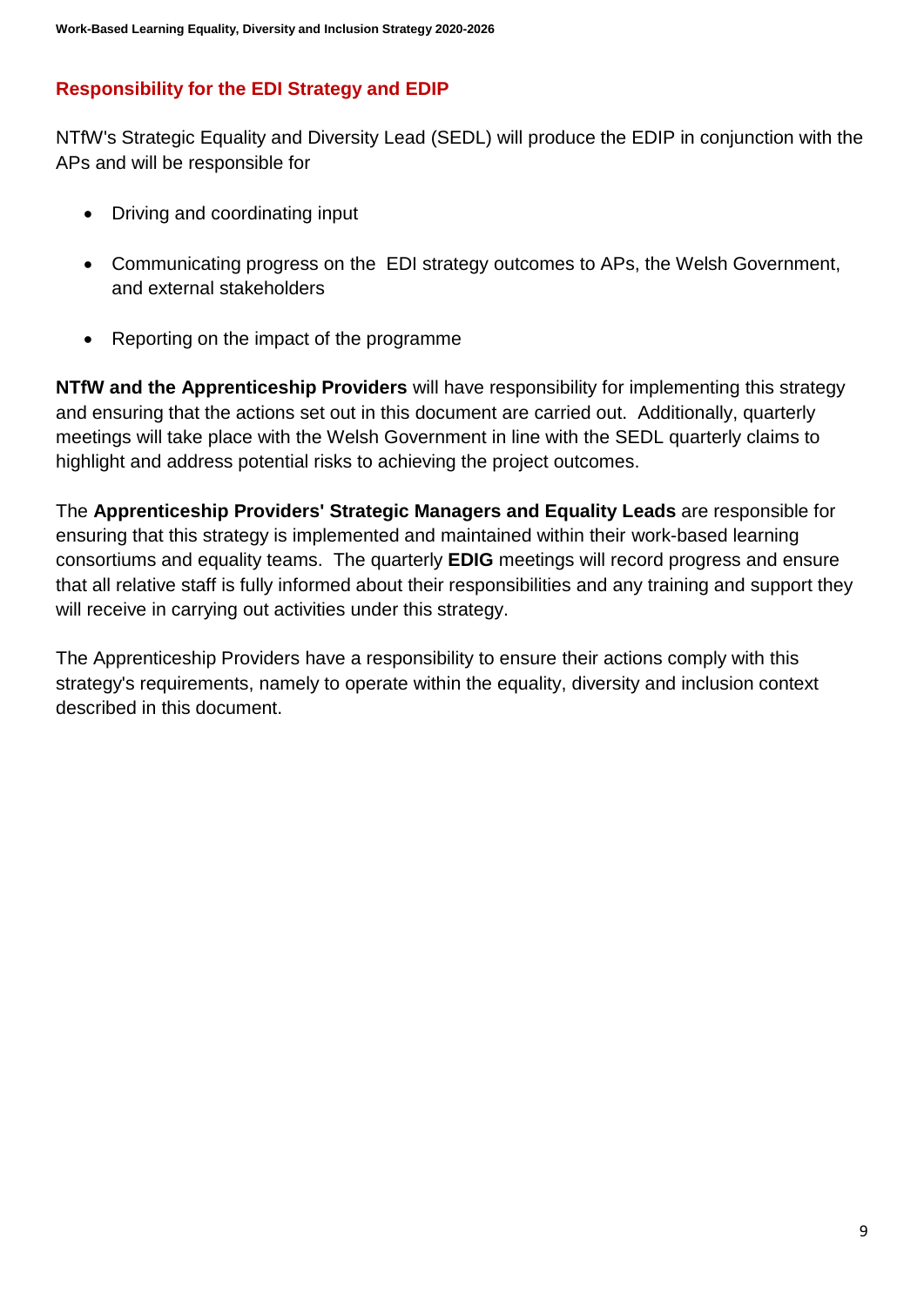## Responsibility for the EDI Strategy and EDIP

NTfW's Strategic Equality and Diversity Lead (SEDL) will produce the EDIP in conjunction with the APs and will be responsible for

- Driving and coordinating input
- Communicating progress on the EDI strategy outcomes to APs, the Welsh Government, and external stakeholders
- Reporting on the impact of the programme

**NTfW and the Apprenticeship Providers** will have responsibility for implementing this strategy and ensuring that the actions set out in this document are carried out. Additionally, quarterly meetings will take place with the Welsh Government in line with the SEDL quarterly claims to highlight and address potential risks to achieving the project outcomes.

The **Apprenticeship Providers' Strategic Managers and Equality Leads** are responsible for ensuring that this strategy is implemented and maintained within their work-based learning consortiums and equality teams. The quarterly **EDIG** meetings will record progress and ensure that all relative staff is fully informed about their responsibilities and any training and support they will receive in carrying out activities under this strategy.

The Apprenticeship Providers have a responsibility to ensure their actions comply with this strategy's requirements, namely to operate within the equality, diversity and inclusion context described in this document.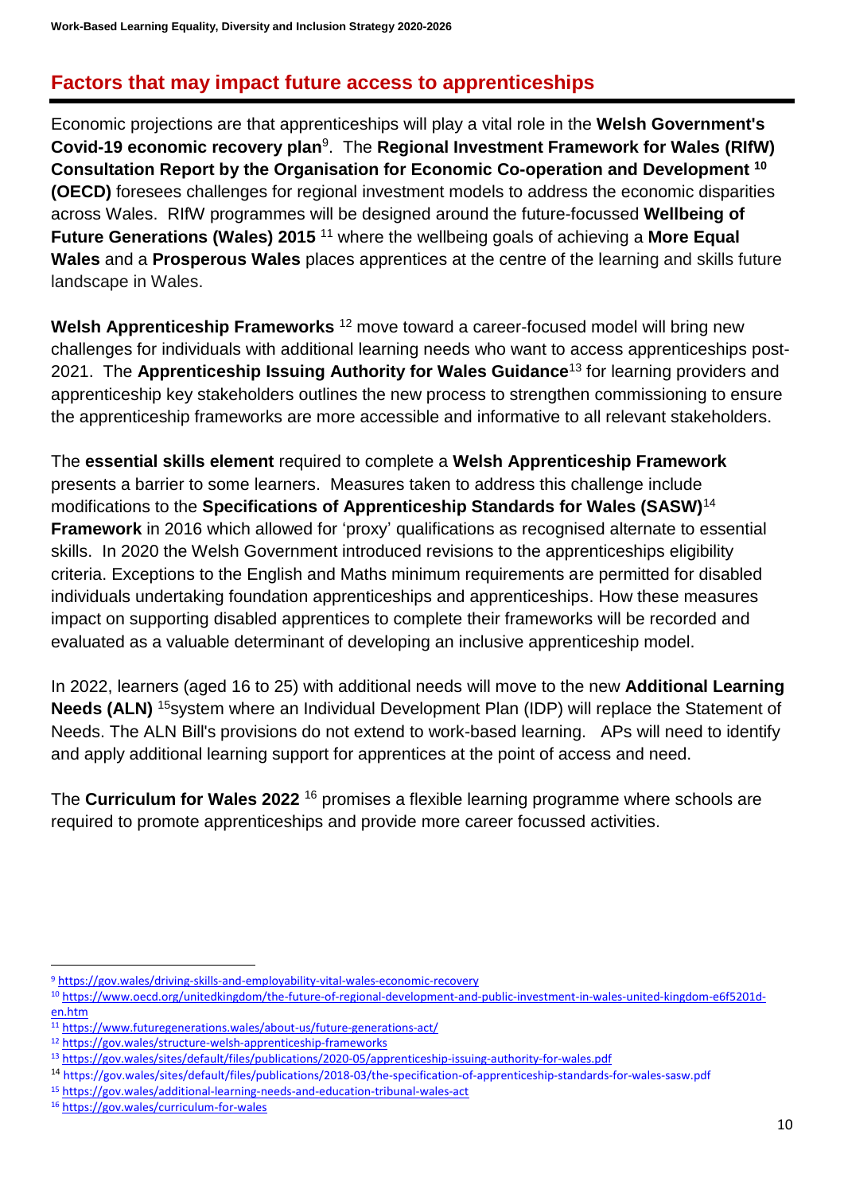## Factors that may impact future access to apprenticeships

Economic projections are that apprenticeships will play a vital role in the **Welsh Government's Covid-19 economic recovery plan**[9]. The **Regional Investment Framework for Wales (RIfW) Consultation Report by the Organisation for Economic Co-operation and Development [10] (OECD)** foresees challenges for regional investment models to address the economic disparities across Wales. RIfW programmes will be designed around the future-focussed **Wellbeing of Future Generations (Wales) 2015** [11] where the wellbeing goals of achieving a **More Equal Wales** and a **Prosperous Wales** places apprentices at the centre of the learning and skills future landscape in Wales.

**Welsh Apprenticeship Frameworks** [12] move toward a career-focused model will bring new challenges for individuals with additional learning needs who want to access apprenticeships post-2021. The **Apprenticeship Issuing Authority for Wales Guidance**[13] for learning providers and apprenticeship key stakeholders outlines the new process to strengthen commissioning to ensure the apprenticeship frameworks are more accessible and informative to all relevant stakeholders.

The **essential skills element** required to complete a **Welsh Apprenticeship Framework** presents a barrier to some learners. Measures taken to address this challenge include modifications to the **Specifications of Apprenticeship Standards for Wales (SASW)**[14] **Framework** in 2016 which allowed for 'proxy' qualifications as recognised alternate to essential skills. In 2020 the Welsh Government introduced revisions to the apprenticeships eligibility criteria. Exceptions to the English and Maths minimum requirements are permitted for disabled individuals undertaking foundation apprenticeships and apprenticeships. How these measures impact on supporting disabled apprentices to complete their frameworks will be recorded and evaluated as a valuable determinant of developing an inclusive apprenticeship model.

In 2022, learners (aged 16 to 25) with additional needs will move to the new **Additional Learning Needs (ALN)** [15]system where an Individual Development Plan (IDP) will replace the Statement of Needs. The ALN Bill's provisions do not extend to work-based learning. APs will need to identify and apply additional learning support for apprentices at the point of access and need.

The **Curriculum for Wales 2022** [16] promises a flexible learning programme where schools are required to promote apprenticeships and provide more career focussed activities.

---

[9] https://gov.wales/driving-skills-and-employability-vital-wales-economic-recovery

[10] https://www.oecd.org/unitedkingdom/the-future-of-regional-development-and-public-investment-in-wales-united-kingdom-e6f5201d-en.htm

[11] https://www.futuregenerations.wales/about-us/future-generations-act/

[12] https://gov.wales/structure-welsh-apprenticeship-frameworks

[13] https://gov.wales/sites/default/files/publications/2020-05/apprenticeship-issuing-authority-for-wales.pdf

[14] https://gov.wales/sites/default/files/publications/2018-03/the-specification-of-apprenticeship-standards-for-wales-sasw.pdf

[15] https://gov.wales/additional-learning-needs-and-education-tribunal-wales-act

[16] https://gov.wales/curriculum-for-wales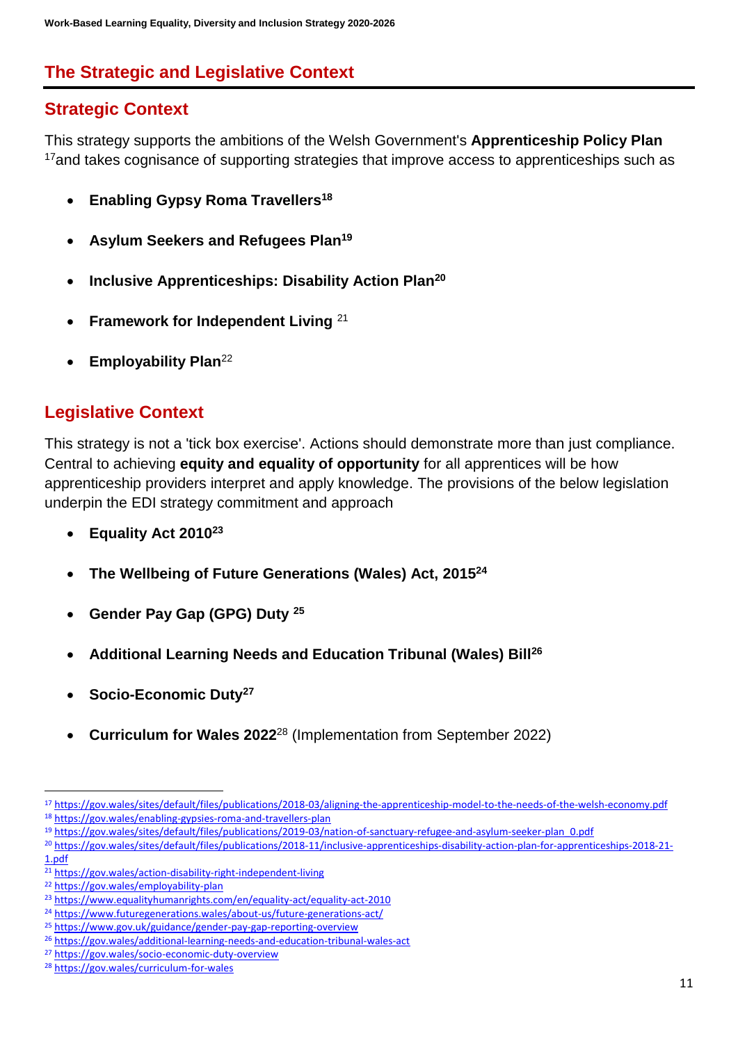# The Strategic and Legislative Context

## Strategic Context

This strategy supports the ambitions of the Welsh Government's **Apprenticeship Policy Plan** [17]and takes cognisance of supporting strategies that improve access to apprenticeships such as

- **Enabling Gypsy Roma Travellers**[18]
- **Asylum Seekers and Refugees Plan**[19]
- **Inclusive Apprenticeships: Disability Action Plan**[20]
- **Framework for Independent Living** [21]
- **Employability Plan**[22]

## Legislative Context

This strategy is not a 'tick box exercise'. Actions should demonstrate more than just compliance. Central to achieving **equity and equality of opportunity** for all apprentices will be how apprenticeship providers interpret and apply knowledge. The provisions of the below legislation underpin the EDI strategy commitment and approach

- **Equality Act 2010**[23]
- **The Wellbeing of Future Generations (Wales) Act, 2015**[24]
- **Gender Pay Gap (GPG) Duty** [25]
- **Additional Learning Needs and Education Tribunal (Wales) Bill**[26]
- **Socio-Economic Duty**[27]
- **Curriculum for Wales 2022**[28] (Implementation from September 2022)

---

[17] https://gov.wales/sites/default/files/publications/2018-03/aligning-the-apprenticeship-model-to-the-needs-of-the-welsh-economy.pdf
[18] https://gov.wales/enabling-gypsies-roma-and-travellers-plan
[19] https://gov.wales/sites/default/files/publications/2019-03/nation-of-sanctuary-refugee-and-asylum-seeker-plan_0.pdf
[20] https://gov.wales/sites/default/files/publications/2018-11/inclusive-apprenticeships-disability-action-plan-for-apprenticeships-2018-21-1.pdf
[21] https://gov.wales/action-disability-right-independent-living
[22] https://gov.wales/employability-plan
[23] https://www.equalityhumanrights.com/en/equality-act/equality-act-2010
[24] https://www.futuregenerations.wales/about-us/future-generations-act/
[25] https://www.gov.uk/guidance/gender-pay-gap-reporting-overview
[26] https://gov.wales/additional-learning-needs-and-education-tribunal-wales-act
[27] https://gov.wales/socio-economic-duty-overview
[28] https://gov.wales/curriculum-for-wales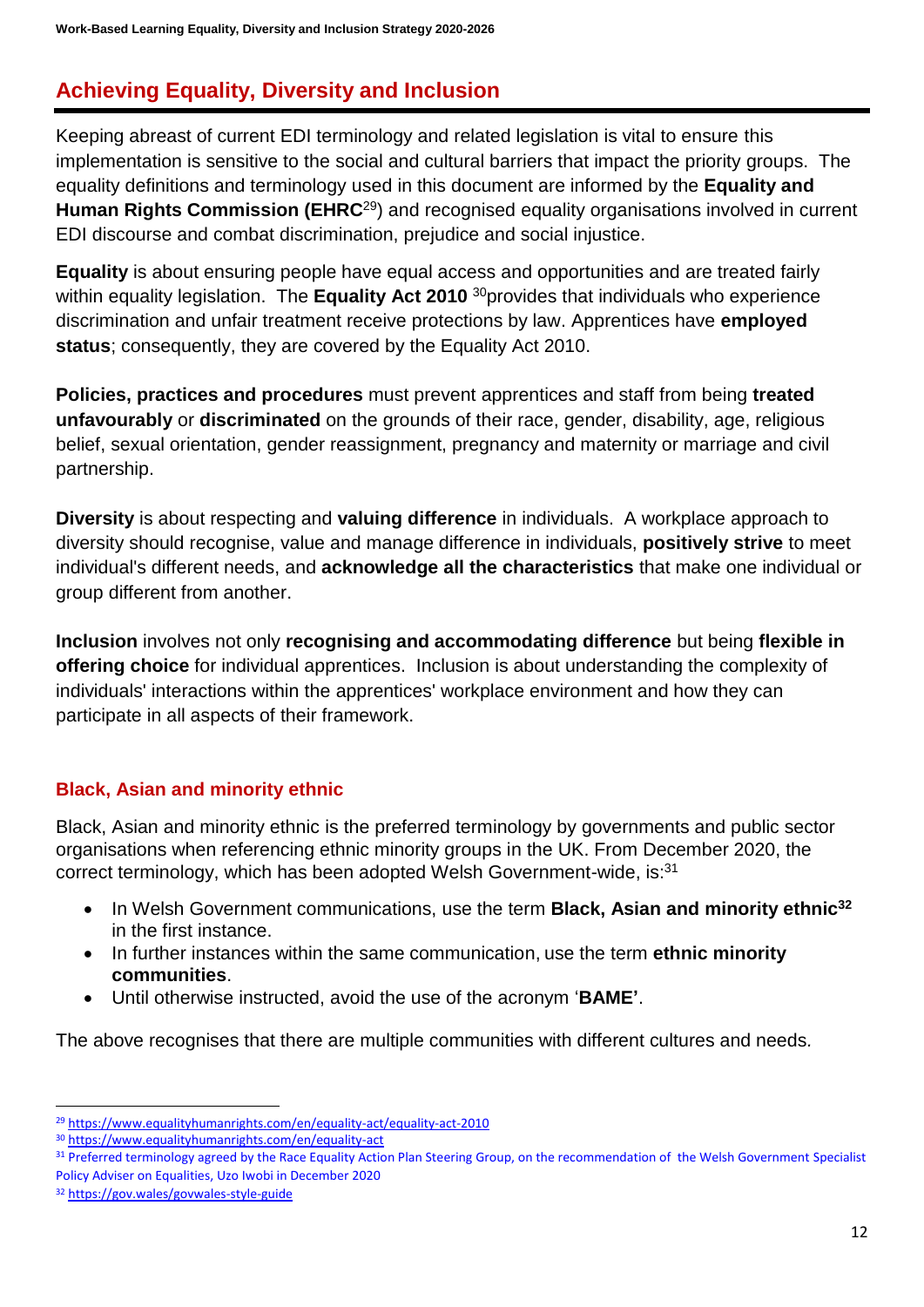## Achieving Equality, Diversity and Inclusion

Keeping abreast of current EDI terminology and related legislation is vital to ensure this implementation is sensitive to the social and cultural barriers that impact the priority groups. The equality definitions and terminology used in this document are informed by the **Equality and Human Rights Commission (EHRC**[29]) and recognised equality organisations involved in current EDI discourse and combat discrimination, prejudice and social injustice.

**Equality** is about ensuring people have equal access and opportunities and are treated fairly within equality legislation. The **Equality Act 2010** [30]provides that individuals who experience discrimination and unfair treatment receive protections by law. Apprentices have **employed status**; consequently, they are covered by the Equality Act 2010.

**Policies, practices and procedures** must prevent apprentices and staff from being **treated unfavourably** or **discriminated** on the grounds of their race, gender, disability, age, religious belief, sexual orientation, gender reassignment, pregnancy and maternity or marriage and civil partnership.

**Diversity** is about respecting and **valuing difference** in individuals. A workplace approach to diversity should recognise, value and manage difference in individuals, **positively strive** to meet individual's different needs, and **acknowledge all the characteristics** that make one individual or group different from another.

**Inclusion** involves not only **recognising and accommodating difference** but being **flexible in offering choice** for individual apprentices. Inclusion is about understanding the complexity of individuals' interactions within the apprentices' workplace environment and how they can participate in all aspects of their framework.

### Black, Asian and minority ethnic

Black, Asian and minority ethnic is the preferred terminology by governments and public sector organisations when referencing ethnic minority groups in the UK. From December 2020, the correct terminology, which has been adopted Welsh Government-wide, is:[31]

- In Welsh Government communications, use the term **Black, Asian and minority ethnic**[32] in the first instance.
- In further instances within the same communication, use the term **ethnic minority communities**.
- Until otherwise instructed, avoid the use of the acronym '**BAME'**.

The above recognises that there are multiple communities with different cultures and needs.

---

[29] https://www.equalityhumanrights.com/en/equality-act/equality-act-2010

[30] https://www.equalityhumanrights.com/en/equality-act

[31] Preferred terminology agreed by the Race Equality Action Plan Steering Group, on the recommendation of the Welsh Government Specialist Policy Adviser on Equalities, Uzo Iwobi in December 2020

[32] https://gov.wales/govwales-style-guide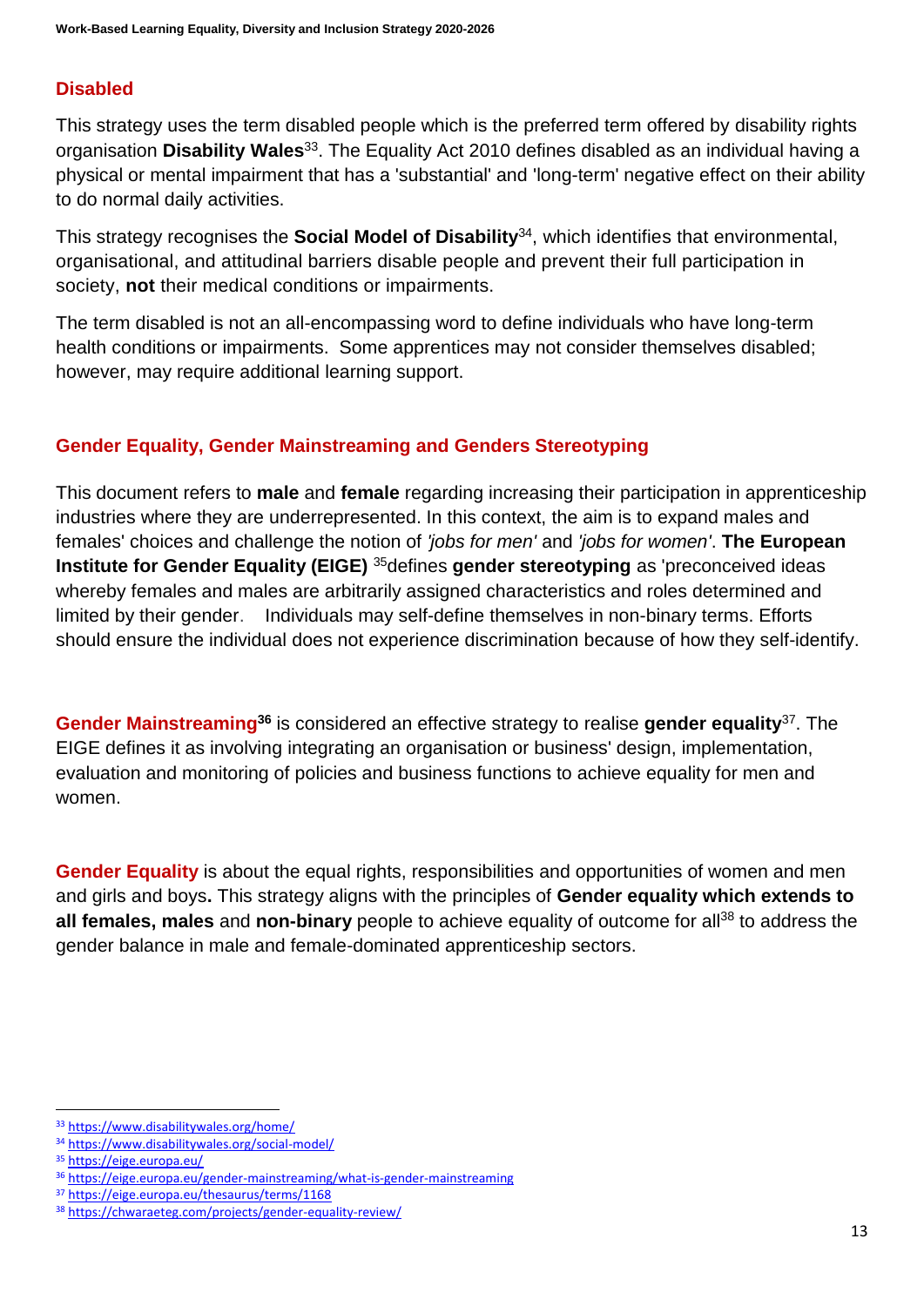## Disabled

This strategy uses the term disabled people which is the preferred term offered by disability rights organisation **Disability Wales**[33]. The Equality Act 2010 defines disabled as an individual having a physical or mental impairment that has a 'substantial' and 'long-term' negative effect on their ability to do normal daily activities.

This strategy recognises the **Social Model of Disability**[34], which identifies that environmental, organisational, and attitudinal barriers disable people and prevent their full participation in society, **not** their medical conditions or impairments.

The term disabled is not an all-encompassing word to define individuals who have long-term health conditions or impairments. Some apprentices may not consider themselves disabled; however, may require additional learning support.

## Gender Equality, Gender Mainstreaming and Genders Stereotyping

This document refers to **male** and **female** regarding increasing their participation in apprenticeship industries where they are underrepresented. In this context, the aim is to expand males and females' choices and challenge the notion of *'jobs for men'* and *'jobs for women'*. **The European Institute for Gender Equality (EIGE)** [35]defines **gender stereotyping** as 'preconceived ideas whereby females and males are arbitrarily assigned characteristics and roles determined and limited by their gender. Individuals may self-define themselves in non-binary terms. Efforts should ensure the individual does not experience discrimination because of how they self-identify.

**Gender Mainstreaming**[36] is considered an effective strategy to realise **gender equality**[37]. The EIGE defines it as involving integrating an organisation or business' design, implementation, evaluation and monitoring of policies and business functions to achieve equality for men and women.

**Gender Equality** is about the equal rights, responsibilities and opportunities of women and men and girls and boys**.** This strategy aligns with the principles of **Gender equality which extends to all females, males** and **non-binary** people to achieve equality of outcome for all[38] to address the gender balance in male and female-dominated apprenticeship sectors.

---

[33] https://www.disabilitywales.org/home/
[34] https://www.disabilitywales.org/social-model/
[35] https://eige.europa.eu/
[36] https://eige.europa.eu/gender-mainstreaming/what-is-gender-mainstreaming
[37] https://eige.europa.eu/thesaurus/terms/1168
[38] https://chwaraeteg.com/projects/gender-equality-review/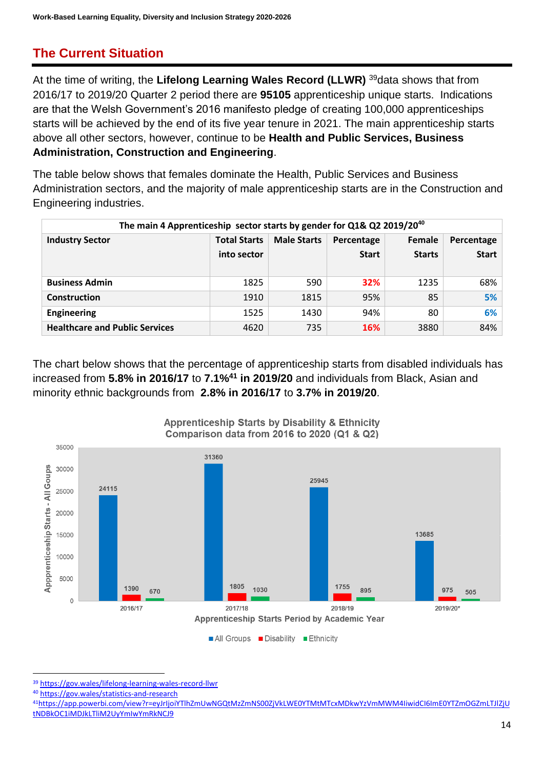## The Current Situation

At the time of writing, the **Lifelong Learning Wales Record (LLWR)** [39]data shows that from 2016/17 to 2019/20 Quarter 2 period there are **95105** apprenticeship unique starts. Indications are that the Welsh Government's 2016 manifesto pledge of creating 100,000 apprenticeships starts will be achieved by the end of its five year tenure in 2021. The main apprenticeship starts above all other sectors, however, continue to be **Health and Public Services, Business Administration, Construction and Engineering**.

The table below shows that females dominate the Health, Public Services and Business Administration sectors, and the majority of male apprenticeship starts are in the Construction and Engineering industries.

**The main 4 Apprenticeship sector starts by gender for Q1& Q2 2019/20[40]**

| Industry Sector | Total Starts into sector | Male Starts | Percentage Start | Female Starts | Percentage Start |
|---|---|---|---|---|---|
| **Business Admin** | 1825 | 590 | 32% | 1235 | 68% |
| **Construction** | 1910 | 1815 | 95% | 85 | 5% |
| **Engineering** | 1525 | 1430 | 94% | 80 | 6% |
| **Healthcare and Public Services** | 4620 | 735 | 16% | 3880 | 84% |

The chart below shows that the percentage of apprenticeship starts from disabled individuals has increased from **5.8% in 2016/17** to **7.1%[41] in 2019/20** and individuals from Black, Asian and minority ethnic backgrounds from **2.8% in 2016/17** to **3.7% in 2019/20**.

**Apprenticeship Starts by Disability & Ethnicity Comparison data from 2016 to 2020 (Q1 & Q2)**

| Apprenticeship Starts Period by Academic Year | All Groups | Disability | Ethnicity |
|---|---|---|---|
| 2016/17 | 24115 | 1390 | 670 |
| 2017/18 | 31360 | 1805 | 1030 |
| 2018/19 | 25945 | 1755 | 895 |
| 2019/20* | 13685 | 975 | 505 |

---

[39] https://gov.wales/lifelong-learning-wales-record-llwr

[40] https://gov.wales/statistics-and-research

[41] https://app.powerbi.com/view?r=eyJrIjoiYTlhZmUwNGQtMzZmNS00ZjVkLWE0YTMtMTcxMDkwYzVmMWM4IiwidCI6ImE0YTZmOGZmLTJlZjUtNDBkOC1iMDJkLTliM2UyYmIwYmRkNCJ9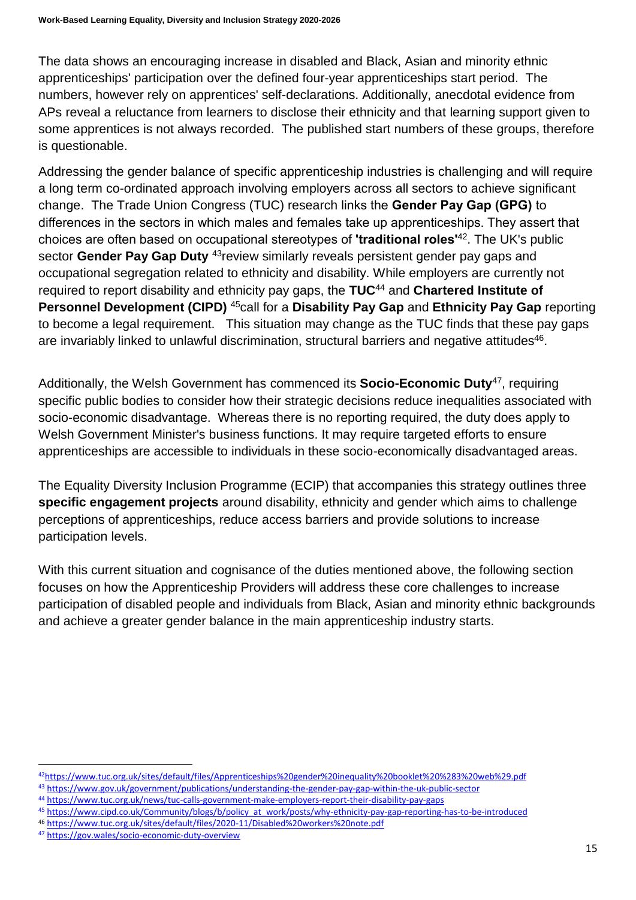The data shows an encouraging increase in disabled and Black, Asian and minority ethnic apprenticeships' participation over the defined four-year apprenticeships start period. The numbers, however rely on apprentices' self-declarations. Additionally, anecdotal evidence from APs reveal a reluctance from learners to disclose their ethnicity and that learning support given to some apprentices is not always recorded. The published start numbers of these groups, therefore is questionable.

Addressing the gender balance of specific apprenticeship industries is challenging and will require a long term co-ordinated approach involving employers across all sectors to achieve significant change. The Trade Union Congress (TUC) research links the **Gender Pay Gap (GPG)** to differences in the sectors in which males and females take up apprenticeships. They assert that choices are often based on occupational stereotypes of **'traditional roles'**[42]. The UK's public sector **Gender Pay Gap Duty** [43]review similarly reveals persistent gender pay gaps and occupational segregation related to ethnicity and disability. While employers are currently not required to report disability and ethnicity pay gaps, the **TUC**[44] and **Chartered Institute of Personnel Development (CIPD)** [45]call for a **Disability Pay Gap** and **Ethnicity Pay Gap** reporting to become a legal requirement. This situation may change as the TUC finds that these pay gaps are invariably linked to unlawful discrimination, structural barriers and negative attitudes[46].

Additionally, the Welsh Government has commenced its **Socio-Economic Duty**[47], requiring specific public bodies to consider how their strategic decisions reduce inequalities associated with socio-economic disadvantage. Whereas there is no reporting required, the duty does apply to Welsh Government Minister's business functions. It may require targeted efforts to ensure apprenticeships are accessible to individuals in these socio-economically disadvantaged areas.

The Equality Diversity Inclusion Programme (ECIP) that accompanies this strategy outlines three **specific engagement projects** around disability, ethnicity and gender which aims to challenge perceptions of apprenticeships, reduce access barriers and provide solutions to increase participation levels.

With this current situation and cognisance of the duties mentioned above, the following section focuses on how the Apprenticeship Providers will address these core challenges to increase participation of disabled people and individuals from Black, Asian and minority ethnic backgrounds and achieve a greater gender balance in the main apprenticeship industry starts.

[42] https://www.tuc.org.uk/sites/default/files/Apprenticeships%20gender%20inequality%20booklet%20%283%20web%29.pdf
[43] https://www.gov.uk/government/publications/understanding-the-gender-pay-gap-within-the-uk-public-sector
[44] https://www.tuc.org.uk/news/tuc-calls-government-make-employers-report-their-disability-pay-gaps
[45] https://www.cipd.co.uk/Community/blogs/b/policy_at_work/posts/why-ethnicity-pay-gap-reporting-has-to-be-introduced
[46] https://www.tuc.org.uk/sites/default/files/2020-11/Disabled%20workers%20note.pdf
[47] https://gov.wales/socio-economic-duty-overview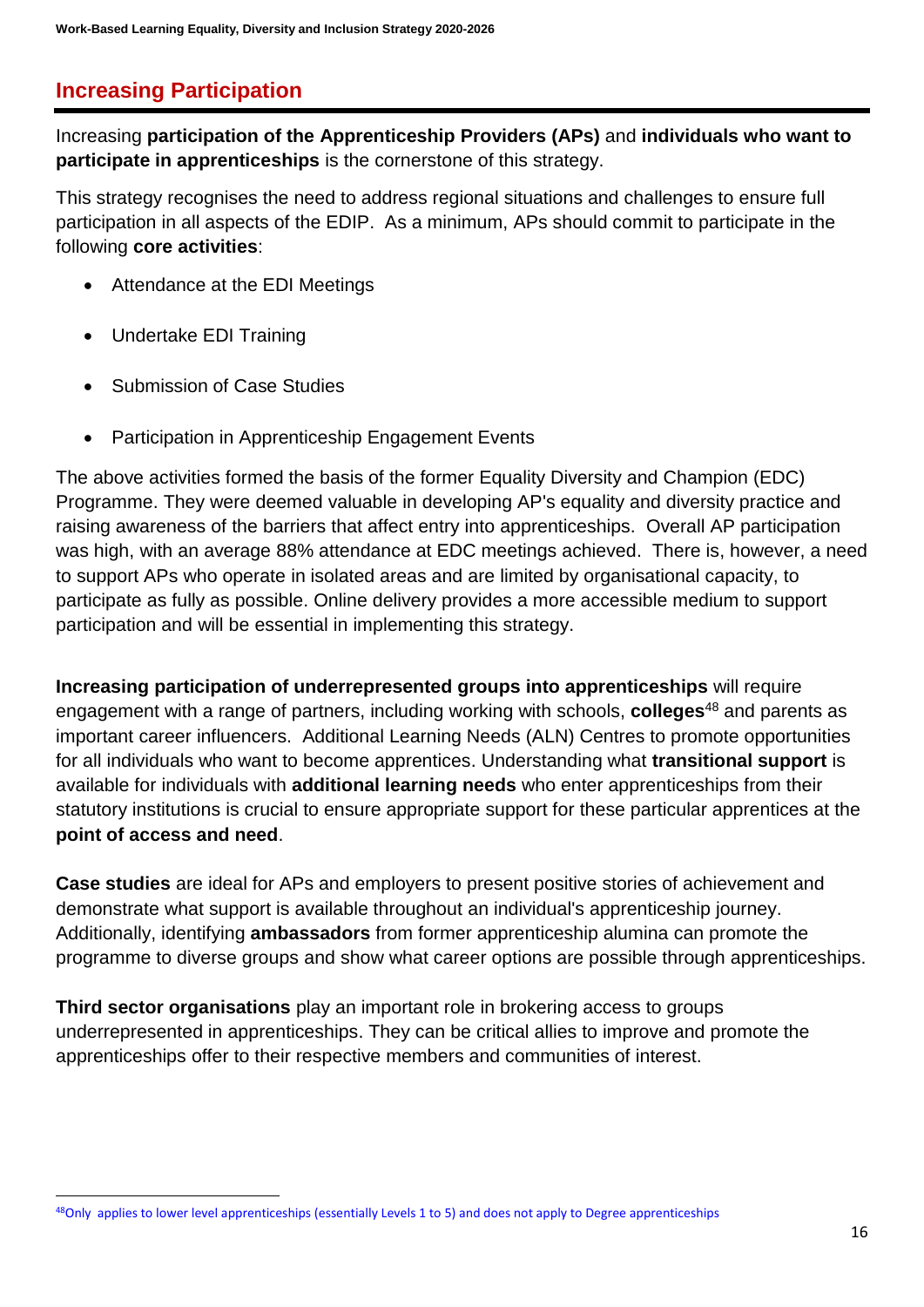## Increasing Participation

Increasing **participation of the Apprenticeship Providers (APs)** and **individuals who want to participate in apprenticeships** is the cornerstone of this strategy.

This strategy recognises the need to address regional situations and challenges to ensure full participation in all aspects of the EDIP. As a minimum, APs should commit to participate in the following **core activities**:

- Attendance at the EDI Meetings
- Undertake EDI Training
- Submission of Case Studies
- Participation in Apprenticeship Engagement Events

The above activities formed the basis of the former Equality Diversity and Champion (EDC) Programme. They were deemed valuable in developing AP's equality and diversity practice and raising awareness of the barriers that affect entry into apprenticeships. Overall AP participation was high, with an average 88% attendance at EDC meetings achieved. There is, however, a need to support APs who operate in isolated areas and are limited by organisational capacity, to participate as fully as possible. Online delivery provides a more accessible medium to support participation and will be essential in implementing this strategy.

**Increasing participation of underrepresented groups into apprenticeships** will require engagement with a range of partners, including working with schools, **colleges**[48] and parents as important career influencers. Additional Learning Needs (ALN) Centres to promote opportunities for all individuals who want to become apprentices. Understanding what **transitional support** is available for individuals with **additional learning needs** who enter apprenticeships from their statutory institutions is crucial to ensure appropriate support for these particular apprentices at the **point of access and need**.

**Case studies** are ideal for APs and employers to present positive stories of achievement and demonstrate what support is available throughout an individual's apprenticeship journey. Additionally, identifying **ambassadors** from former apprenticeship alumina can promote the programme to diverse groups and show what career options are possible through apprenticeships.

**Third sector organisations** play an important role in brokering access to groups underrepresented in apprenticeships. They can be critical allies to improve and promote the apprenticeships offer to their respective members and communities of interest.

[48] Only applies to lower level apprenticeships (essentially Levels 1 to 5) and does not apply to Degree apprenticeships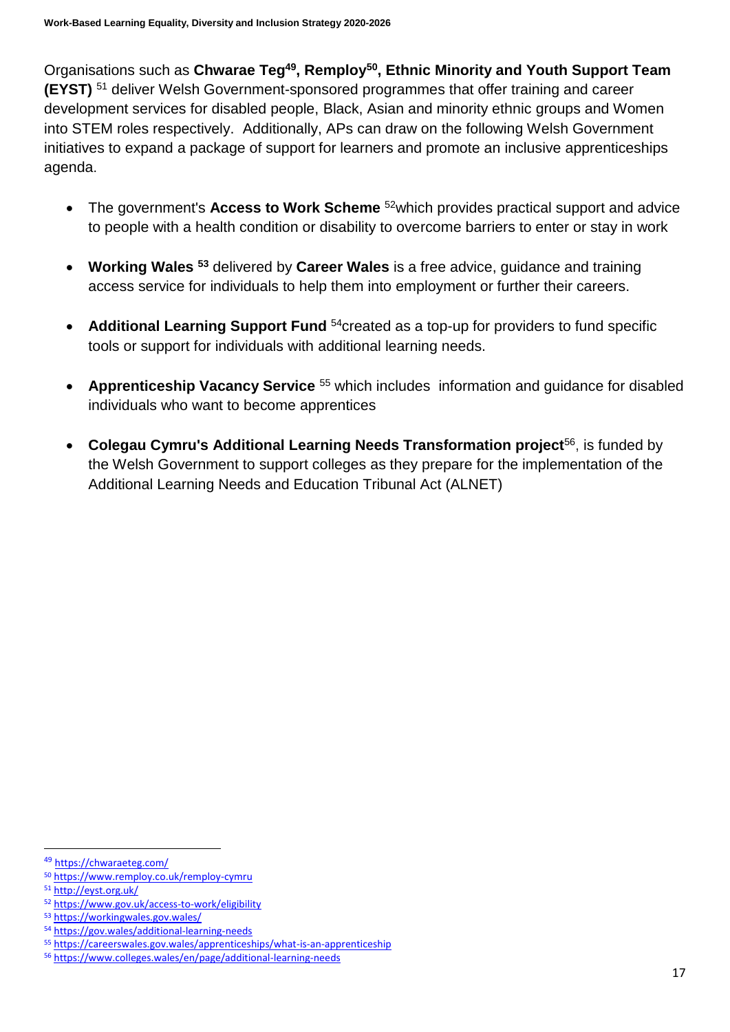Organisations such as **Chwarae Teg[49], Remploy[50], Ethnic Minority and Youth Support Team (EYST)** [51] deliver Welsh Government-sponsored programmes that offer training and career development services for disabled people, Black, Asian and minority ethnic groups and Women into STEM roles respectively. Additionally, APs can draw on the following Welsh Government initiatives to expand a package of support for learners and promote an inclusive apprenticeships agenda.

- The government's **Access to Work Scheme** [52]which provides practical support and advice to people with a health condition or disability to overcome barriers to enter or stay in work
- **Working Wales** [53] delivered by **Career Wales** is a free advice, guidance and training access service for individuals to help them into employment or further their careers.
- **Additional Learning Support Fund** [54]created as a top-up for providers to fund specific tools or support for individuals with additional learning needs.
- **Apprenticeship Vacancy Service** [55] which includes information and guidance for disabled individuals who want to become apprentices
- **Colegau Cymru's Additional Learning Needs Transformation project**[56], is funded by the Welsh Government to support colleges as they prepare for the implementation of the Additional Learning Needs and Education Tribunal Act (ALNET)

[49] https://chwaraeteg.com/
[50] https://www.remploy.co.uk/remploy-cymru
[51] http://eyst.org.uk/
[52] https://www.gov.uk/access-to-work/eligibility
[53] https://workingwales.gov.wales/
[54] https://gov.wales/additional-learning-needs
[55] https://careerswales.gov.wales/apprenticeships/what-is-an-apprenticeship
[56] https://www.colleges.wales/en/page/additional-learning-needs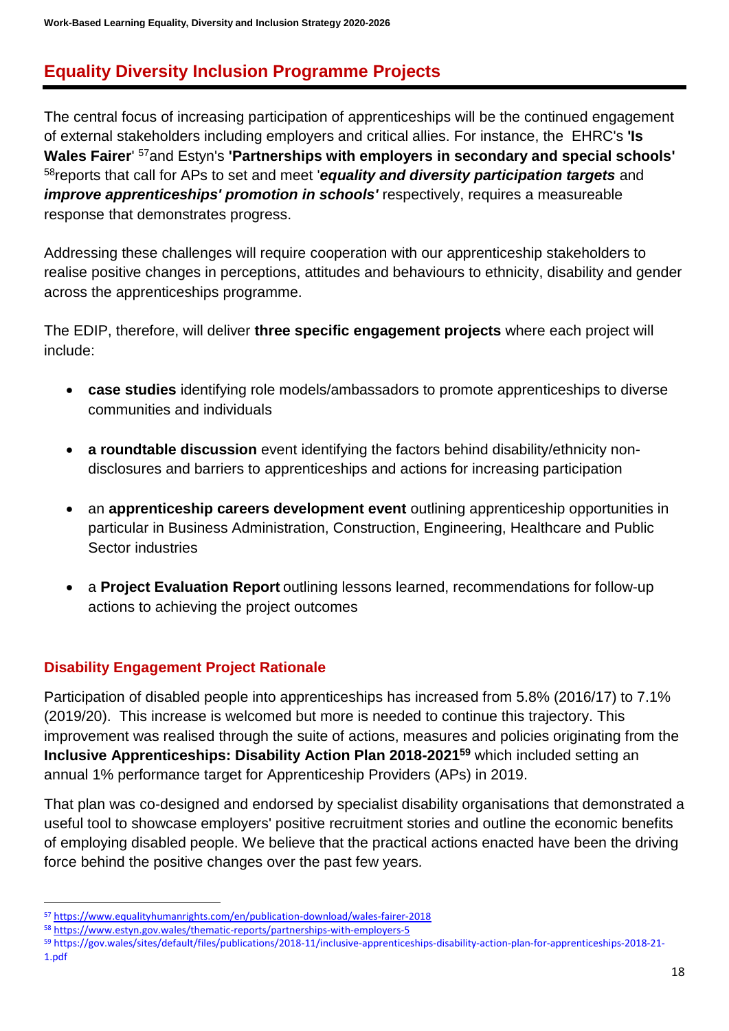## Equality Diversity Inclusion Programme Projects

The central focus of increasing participation of apprenticeships will be the continued engagement of external stakeholders including employers and critical allies. For instance, the EHRC's **'Is Wales Fairer'** [57]and Estyn's **'Partnerships with employers in secondary and special schools'** [58]reports that call for APs to set and meet '***equality and diversity participation targets*** and ***improve apprenticeships' promotion in schools'*** respectively, requires a measureable response that demonstrates progress.

Addressing these challenges will require cooperation with our apprenticeship stakeholders to realise positive changes in perceptions, attitudes and behaviours to ethnicity, disability and gender across the apprenticeships programme.

The EDIP, therefore, will deliver **three specific engagement projects** where each project will include:

- **case studies** identifying role models/ambassadors to promote apprenticeships to diverse communities and individuals
- **a roundtable discussion** event identifying the factors behind disability/ethnicity non-disclosures and barriers to apprenticeships and actions for increasing participation
- an **apprenticeship careers development event** outlining apprenticeship opportunities in particular in Business Administration, Construction, Engineering, Healthcare and Public Sector industries
- a **Project Evaluation Report** outlining lessons learned, recommendations for follow-up actions to achieving the project outcomes

### Disability Engagement Project Rationale

Participation of disabled people into apprenticeships has increased from 5.8% (2016/17) to 7.1% (2019/20). This increase is welcomed but more is needed to continue this trajectory. This improvement was realised through the suite of actions, measures and policies originating from the **Inclusive Apprenticeships: Disability Action Plan 2018-2021**[59] which included setting an annual 1% performance target for Apprenticeship Providers (APs) in 2019.

That plan was co-designed and endorsed by specialist disability organisations that demonstrated a useful tool to showcase employers' positive recruitment stories and outline the economic benefits of employing disabled people. We believe that the practical actions enacted have been the driving force behind the positive changes over the past few years.

---

[57] https://www.equalityhumanrights.com/en/publication-download/wales-fairer-2018

[58] https://www.estyn.gov.wales/thematic-reports/partnerships-with-employers-5

[59] https://gov.wales/sites/default/files/publications/2018-11/inclusive-apprenticeships-disability-action-plan-for-apprenticeships-2018-21-1.pdf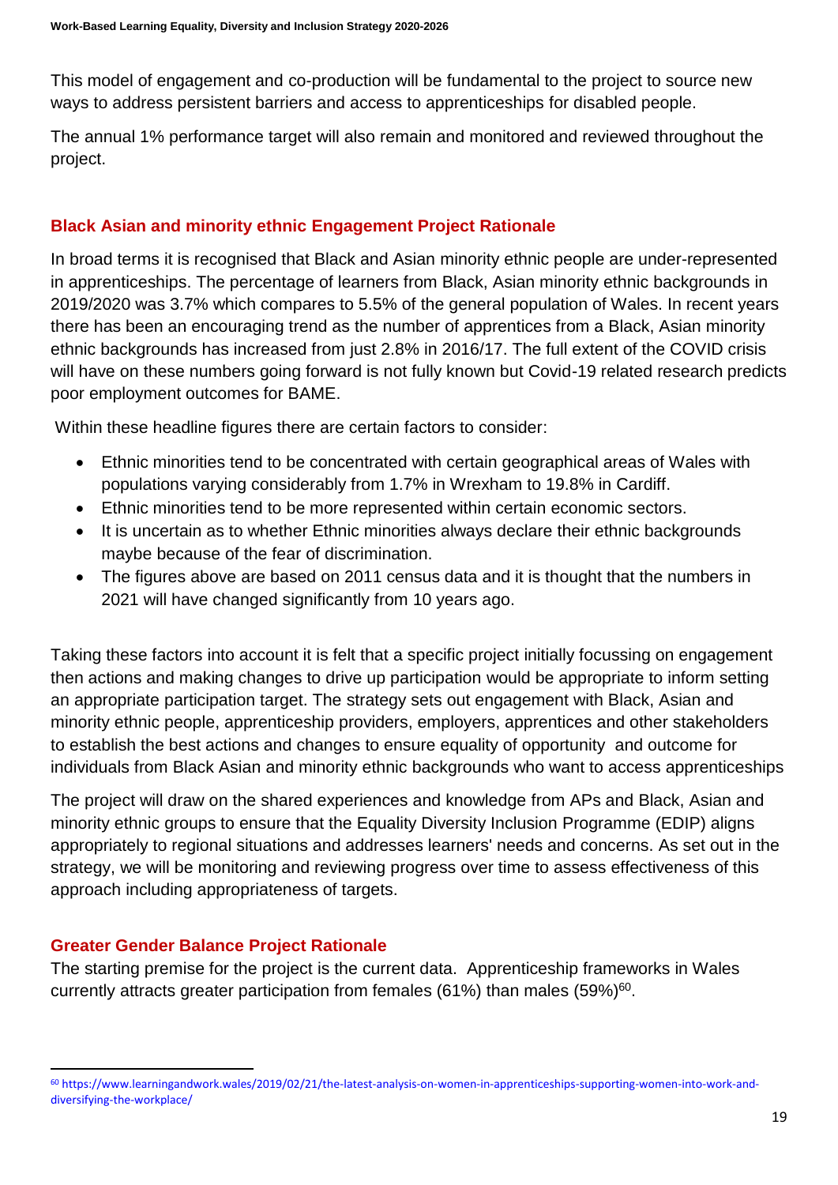This model of engagement and co-production will be fundamental to the project to source new ways to address persistent barriers and access to apprenticeships for disabled people.

The annual 1% performance target will also remain and monitored and reviewed throughout the project.

### Black Asian and minority ethnic Engagement Project Rationale

In broad terms it is recognised that Black and Asian minority ethnic people are under-represented in apprenticeships. The percentage of learners from Black, Asian minority ethnic backgrounds in 2019/2020 was 3.7% which compares to 5.5% of the general population of Wales. In recent years there has been an encouraging trend as the number of apprentices from a Black, Asian minority ethnic backgrounds has increased from just 2.8% in 2016/17. The full extent of the COVID crisis will have on these numbers going forward is not fully known but Covid-19 related research predicts poor employment outcomes for BAME.

Within these headline figures there are certain factors to consider:

- Ethnic minorities tend to be concentrated with certain geographical areas of Wales with populations varying considerably from 1.7% in Wrexham to 19.8% in Cardiff.
- Ethnic minorities tend to be more represented within certain economic sectors.
- It is uncertain as to whether Ethnic minorities always declare their ethnic backgrounds maybe because of the fear of discrimination.
- The figures above are based on 2011 census data and it is thought that the numbers in 2021 will have changed significantly from 10 years ago.

Taking these factors into account it is felt that a specific project initially focussing on engagement then actions and making changes to drive up participation would be appropriate to inform setting an appropriate participation target. The strategy sets out engagement with Black, Asian and minority ethnic people, apprenticeship providers, employers, apprentices and other stakeholders to establish the best actions and changes to ensure equality of opportunity and outcome for individuals from Black Asian and minority ethnic backgrounds who want to access apprenticeships

The project will draw on the shared experiences and knowledge from APs and Black, Asian and minority ethnic groups to ensure that the Equality Diversity Inclusion Programme (EDIP) aligns appropriately to regional situations and addresses learners' needs and concerns. As set out in the strategy, we will be monitoring and reviewing progress over time to assess effectiveness of this approach including appropriateness of targets.

### Greater Gender Balance Project Rationale

The starting premise for the project is the current data. Apprenticeship frameworks in Wales currently attracts greater participation from females (61%) than males (59%)[60].

---

[60] https://www.learningandwork.wales/2019/02/21/the-latest-analysis-on-women-in-apprenticeships-supporting-women-into-work-and-diversifying-the-workplace/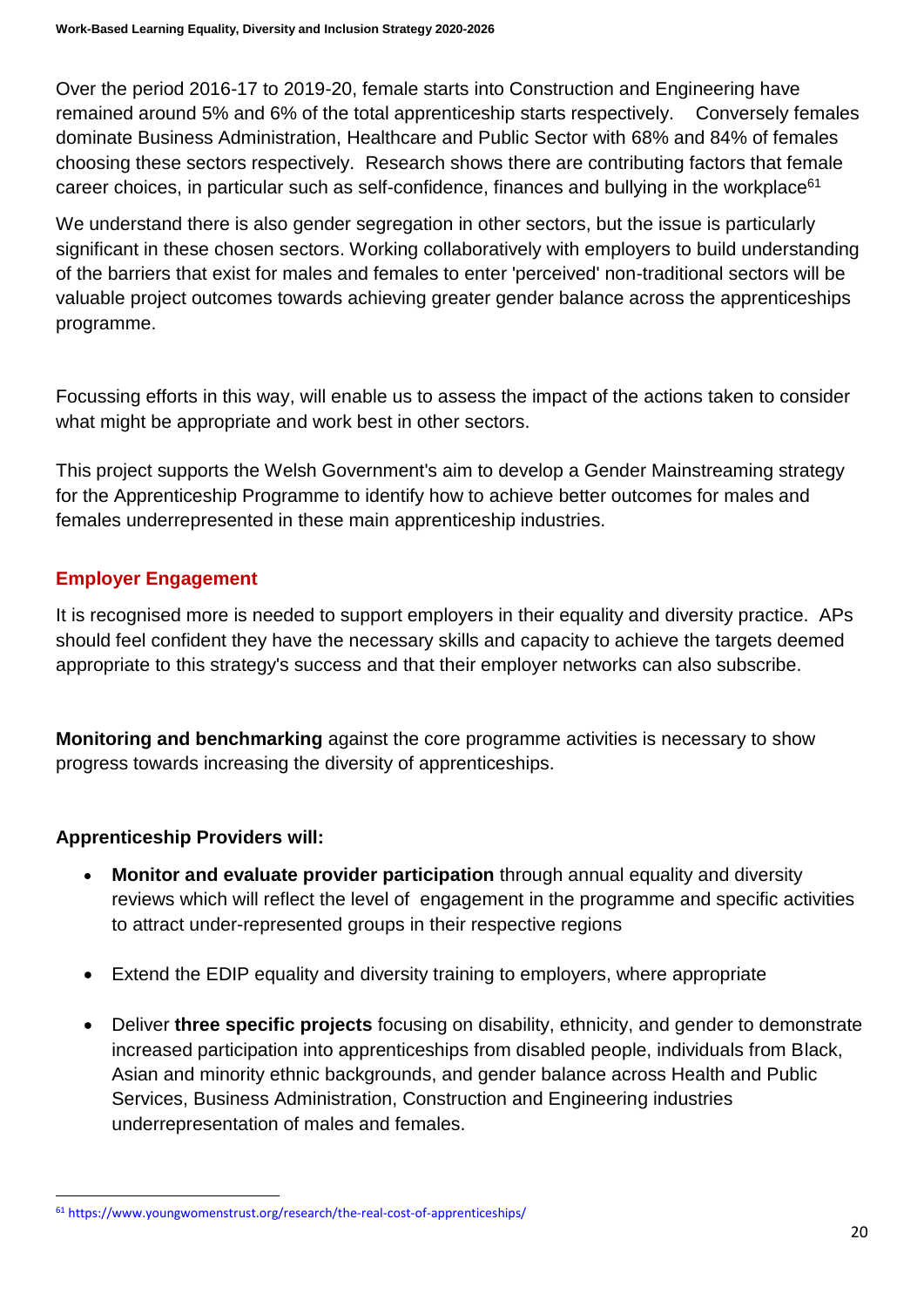Over the period 2016-17 to 2019-20, female starts into Construction and Engineering have remained around 5% and 6% of the total apprenticeship starts respectively. Conversely females dominate Business Administration, Healthcare and Public Sector with 68% and 84% of females choosing these sectors respectively. Research shows there are contributing factors that female career choices, in particular such as self-confidence, finances and bullying in the workplace[61]

We understand there is also gender segregation in other sectors, but the issue is particularly significant in these chosen sectors. Working collaboratively with employers to build understanding of the barriers that exist for males and females to enter 'perceived' non-traditional sectors will be valuable project outcomes towards achieving greater gender balance across the apprenticeships programme.

Focussing efforts in this way, will enable us to assess the impact of the actions taken to consider what might be appropriate and work best in other sectors.

This project supports the Welsh Government's aim to develop a Gender Mainstreaming strategy for the Apprenticeship Programme to identify how to achieve better outcomes for males and females underrepresented in these main apprenticeship industries.

## Employer Engagement

It is recognised more is needed to support employers in their equality and diversity practice. APs should feel confident they have the necessary skills and capacity to achieve the targets deemed appropriate to this strategy's success and that their employer networks can also subscribe.

**Monitoring and benchmarking** against the core programme activities is necessary to show progress towards increasing the diversity of apprenticeships.

**Apprenticeship Providers will:**

- **Monitor and evaluate provider participation** through annual equality and diversity reviews which will reflect the level of engagement in the programme and specific activities to attract under-represented groups in their respective regions
- Extend the EDIP equality and diversity training to employers, where appropriate
- Deliver **three specific projects** focusing on disability, ethnicity, and gender to demonstrate increased participation into apprenticeships from disabled people, individuals from Black, Asian and minority ethnic backgrounds, and gender balance across Health and Public Services, Business Administration, Construction and Engineering industries underrepresentation of males and females.

[61] https://www.youngwomenstrust.org/research/the-real-cost-of-apprenticeships/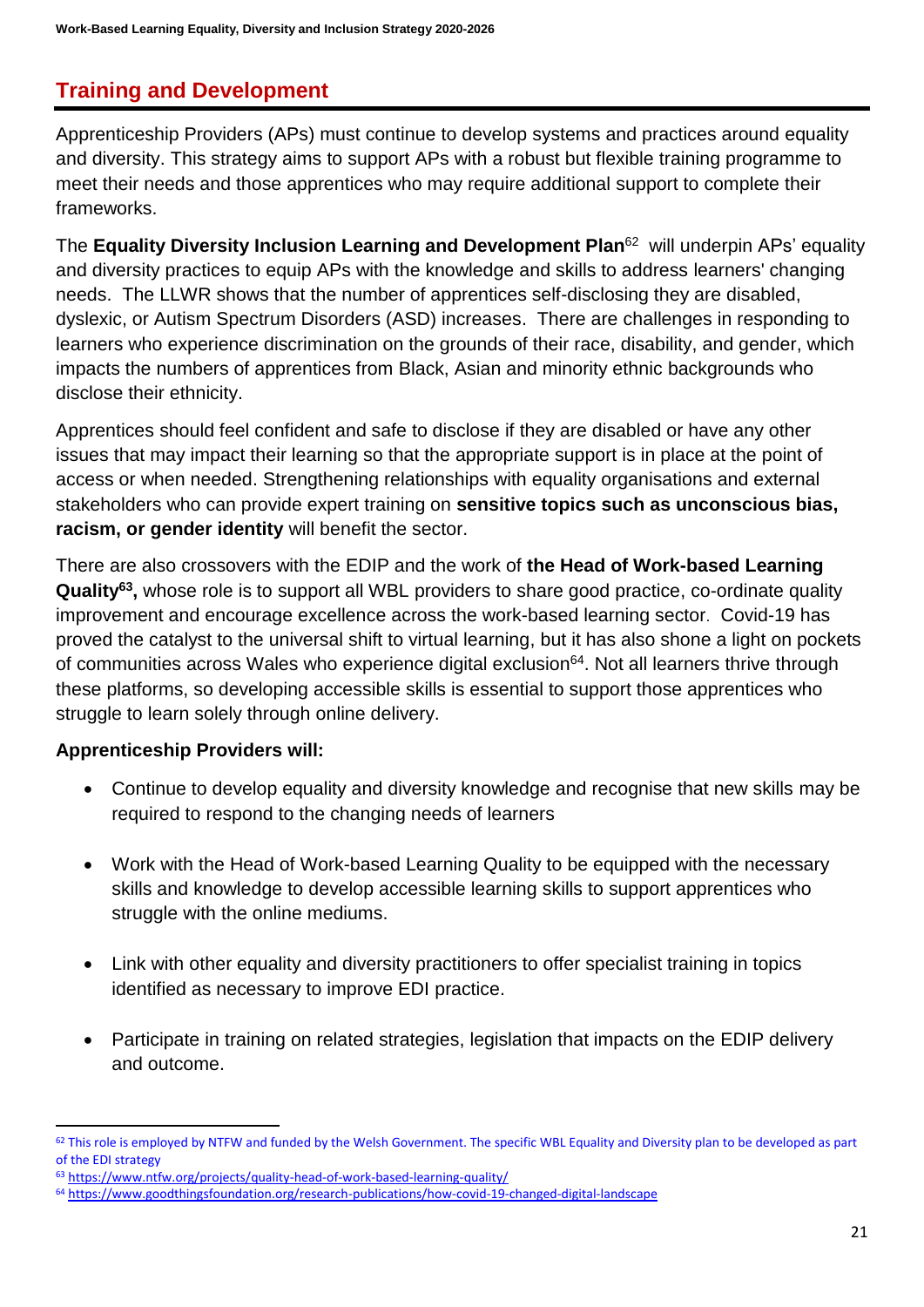## Training and Development

Apprenticeship Providers (APs) must continue to develop systems and practices around equality and diversity. This strategy aims to support APs with a robust but flexible training programme to meet their needs and those apprentices who may require additional support to complete their frameworks.

The **Equality Diversity Inclusion Learning and Development Plan**[62] will underpin APs' equality and diversity practices to equip APs with the knowledge and skills to address learners' changing needs. The LLWR shows that the number of apprentices self-disclosing they are disabled, dyslexic, or Autism Spectrum Disorders (ASD) increases. There are challenges in responding to learners who experience discrimination on the grounds of their race, disability, and gender, which impacts the numbers of apprentices from Black, Asian and minority ethnic backgrounds who disclose their ethnicity.

Apprentices should feel confident and safe to disclose if they are disabled or have any other issues that may impact their learning so that the appropriate support is in place at the point of access or when needed. Strengthening relationships with equality organisations and external stakeholders who can provide expert training on **sensitive topics such as unconscious bias, racism, or gender identity** will benefit the sector.

There are also crossovers with the EDIP and the work of **the Head of Work-based Learning Quality[63],** whose role is to support all WBL providers to share good practice, co-ordinate quality improvement and encourage excellence across the work-based learning sector. Covid-19 has proved the catalyst to the universal shift to virtual learning, but it has also shone a light on pockets of communities across Wales who experience digital exclusion[64]. Not all learners thrive through these platforms, so developing accessible skills is essential to support those apprentices who struggle to learn solely through online delivery.

**Apprenticeship Providers will:**

- Continue to develop equality and diversity knowledge and recognise that new skills may be required to respond to the changing needs of learners
- Work with the Head of Work-based Learning Quality to be equipped with the necessary skills and knowledge to develop accessible learning skills to support apprentices who struggle with the online mediums.
- Link with other equality and diversity practitioners to offer specialist training in topics identified as necessary to improve EDI practice.
- Participate in training on related strategies, legislation that impacts on the EDIP delivery and outcome.

---

[62] This role is employed by NTFW and funded by the Welsh Government. The specific WBL Equality and Diversity plan to be developed as part of the EDI strategy

[63] https://www.ntfw.org/projects/quality-head-of-work-based-learning-quality/

[64] https://www.goodthingsfoundation.org/research-publications/how-covid-19-changed-digital-landscape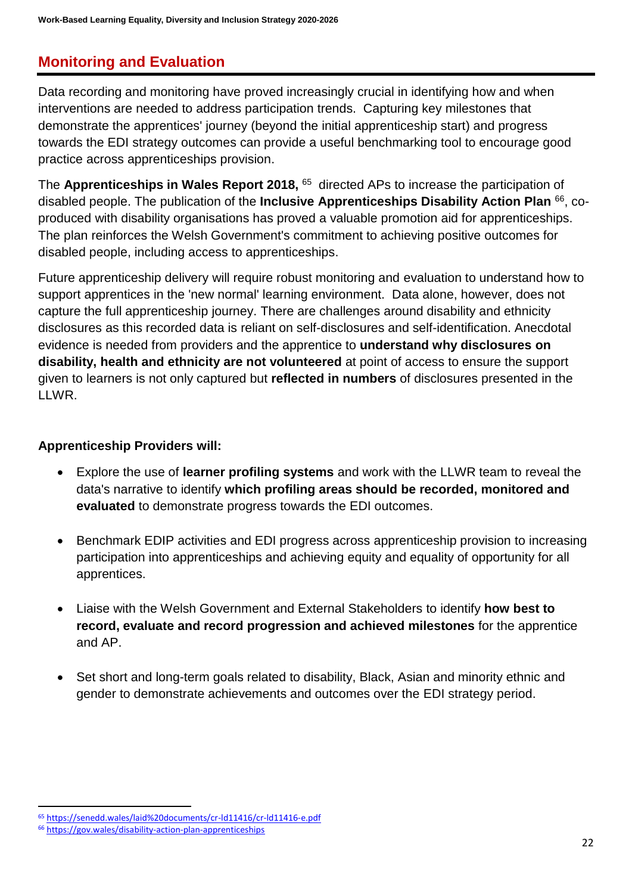## Monitoring and Evaluation

Data recording and monitoring have proved increasingly crucial in identifying how and when interventions are needed to address participation trends. Capturing key milestones that demonstrate the apprentices' journey (beyond the initial apprenticeship start) and progress towards the EDI strategy outcomes can provide a useful benchmarking tool to encourage good practice across apprenticeships provision.

The **Apprenticeships in Wales Report 2018,** [65] directed APs to increase the participation of disabled people. The publication of the **Inclusive Apprenticeships Disability Action Plan** [66], co-produced with disability organisations has proved a valuable promotion aid for apprenticeships. The plan reinforces the Welsh Government's commitment to achieving positive outcomes for disabled people, including access to apprenticeships.

Future apprenticeship delivery will require robust monitoring and evaluation to understand how to support apprentices in the 'new normal' learning environment. Data alone, however, does not capture the full apprenticeship journey. There are challenges around disability and ethnicity disclosures as this recorded data is reliant on self-disclosures and self-identification. Anecdotal evidence is needed from providers and the apprentice to **understand why disclosures on disability, health and ethnicity are not volunteered** at point of access to ensure the support given to learners is not only captured but **reflected in numbers** of disclosures presented in the LLWR.

**Apprenticeship Providers will:**

- Explore the use of **learner profiling systems** and work with the LLWR team to reveal the data's narrative to identify **which profiling areas should be recorded, monitored and evaluated** to demonstrate progress towards the EDI outcomes.
- Benchmark EDIP activities and EDI progress across apprenticeship provision to increasing participation into apprenticeships and achieving equity and equality of opportunity for all apprentices.
- Liaise with the Welsh Government and External Stakeholders to identify **how best to record, evaluate and record progression and achieved milestones** for the apprentice and AP.
- Set short and long-term goals related to disability, Black, Asian and minority ethnic and gender to demonstrate achievements and outcomes over the EDI strategy period.

[65] https://senedd.wales/laid%20documents/cr-ld11416/cr-ld11416-e.pdf

[66] https://gov.wales/disability-action-plan-apprenticeships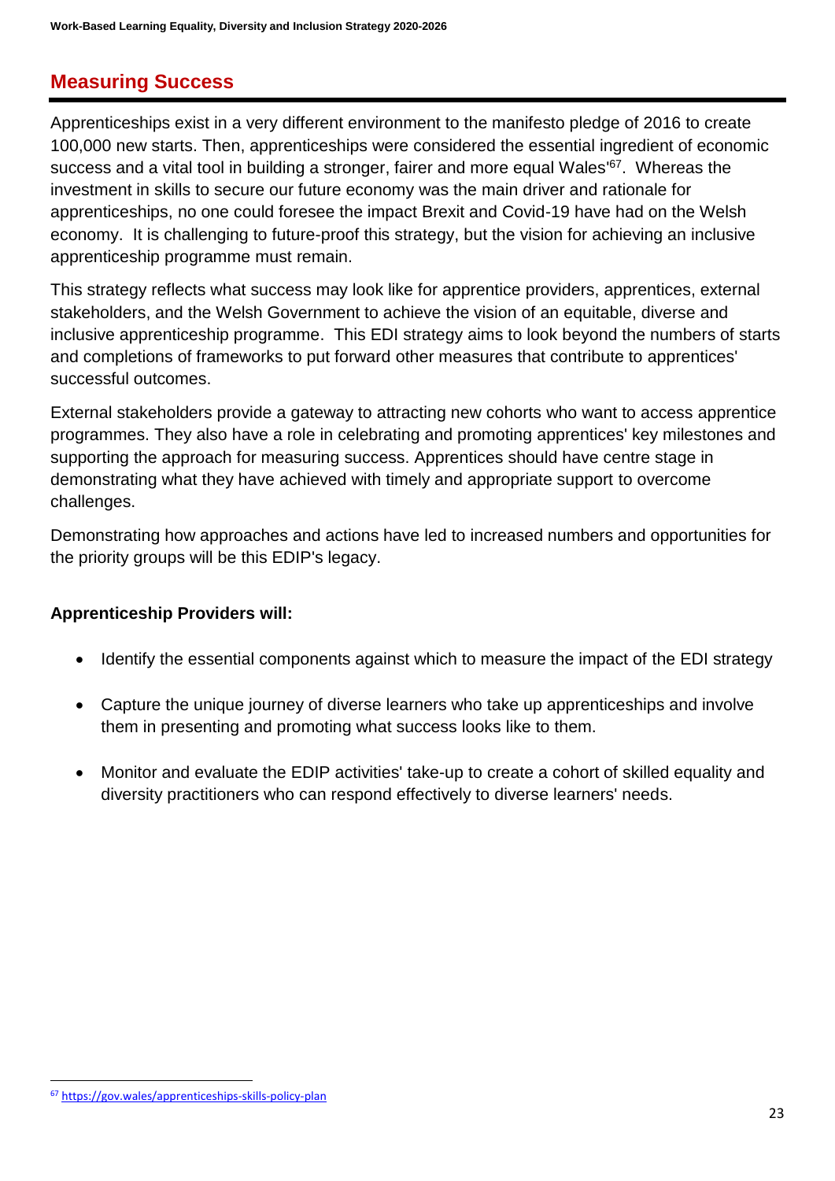## Measuring Success

Apprenticeships exist in a very different environment to the manifesto pledge of 2016 to create 100,000 new starts. Then, apprenticeships were considered the essential ingredient of economic success and a vital tool in building a stronger, fairer and more equal Wales'[67]. Whereas the investment in skills to secure our future economy was the main driver and rationale for apprenticeships, no one could foresee the impact Brexit and Covid-19 have had on the Welsh economy. It is challenging to future-proof this strategy, but the vision for achieving an inclusive apprenticeship programme must remain.

This strategy reflects what success may look like for apprentice providers, apprentices, external stakeholders, and the Welsh Government to achieve the vision of an equitable, diverse and inclusive apprenticeship programme. This EDI strategy aims to look beyond the numbers of starts and completions of frameworks to put forward other measures that contribute to apprentices' successful outcomes.

External stakeholders provide a gateway to attracting new cohorts who want to access apprentice programmes. They also have a role in celebrating and promoting apprentices' key milestones and supporting the approach for measuring success. Apprentices should have centre stage in demonstrating what they have achieved with timely and appropriate support to overcome challenges.

Demonstrating how approaches and actions have led to increased numbers and opportunities for the priority groups will be this EDIP's legacy.

**Apprenticeship Providers will:**

- Identify the essential components against which to measure the impact of the EDI strategy
- Capture the unique journey of diverse learners who take up apprenticeships and involve them in presenting and promoting what success looks like to them.
- Monitor and evaluate the EDIP activities' take-up to create a cohort of skilled equality and diversity practitioners who can respond effectively to diverse learners' needs.

[67] https://gov.wales/apprenticeships-skills-policy-plan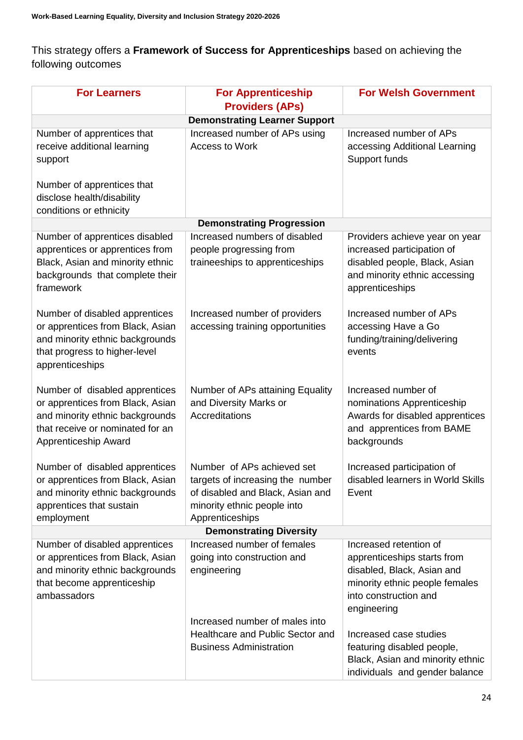This strategy offers a **Framework of Success for Apprenticeships** based on achieving the following outcomes

| For Learners | For Apprenticeship Providers (APs) | For Welsh Government |
|---|---|---|
| **Demonstrating Learner Support** | | |
| Number of apprentices that receive additional learning support<br><br>Number of apprentices that disclose health/disability conditions or ethnicity | Increased number of APs using Access to Work | Increased number of APs accessing Additional Learning Support funds |
| **Demonstrating Progression** | | |
| Number of apprentices disabled apprentices or apprentices from Black, Asian and minority ethnic backgrounds that complete their framework | Increased numbers of disabled people progressing from traineeships to apprenticeships | Providers achieve year on year increased participation of disabled people, Black, Asian and minority ethnic accessing apprenticeships |
| Number of disabled apprentices or apprentices from Black, Asian and minority ethnic backgrounds that progress to higher-level apprenticeships | Increased number of providers accessing training opportunities | Increased number of APs accessing Have a Go funding/training/delivering events |
| Number of disabled apprentices or apprentices from Black, Asian and minority ethnic backgrounds that receive or nominated for an Apprenticeship Award | Number of APs attaining Equality and Diversity Marks or Accreditations | Increased number of nominations Apprenticeship Awards for disabled apprentices and apprentices from BAME backgrounds |
| Number of disabled apprentices or apprentices from Black, Asian and minority ethnic backgrounds apprentices that sustain employment | Number of APs achieved set targets of increasing the number of disabled and Black, Asian and minority ethnic people into Apprenticeships | Increased participation of disabled learners in World Skills Event |
| **Demonstrating Diversity** | | |
| Number of disabled apprentices or apprentices from Black, Asian and minority ethnic backgrounds that become apprenticeship ambassadors | Increased number of females going into construction and engineering<br><br>Increased number of males into Healthcare and Public Sector and Business Administration | Increased retention of apprenticeships starts from disabled, Black, Asian and minority ethnic people females into construction and engineering<br><br>Increased case studies featuring disabled people, Black, Asian and minority ethnic individuals and gender balance |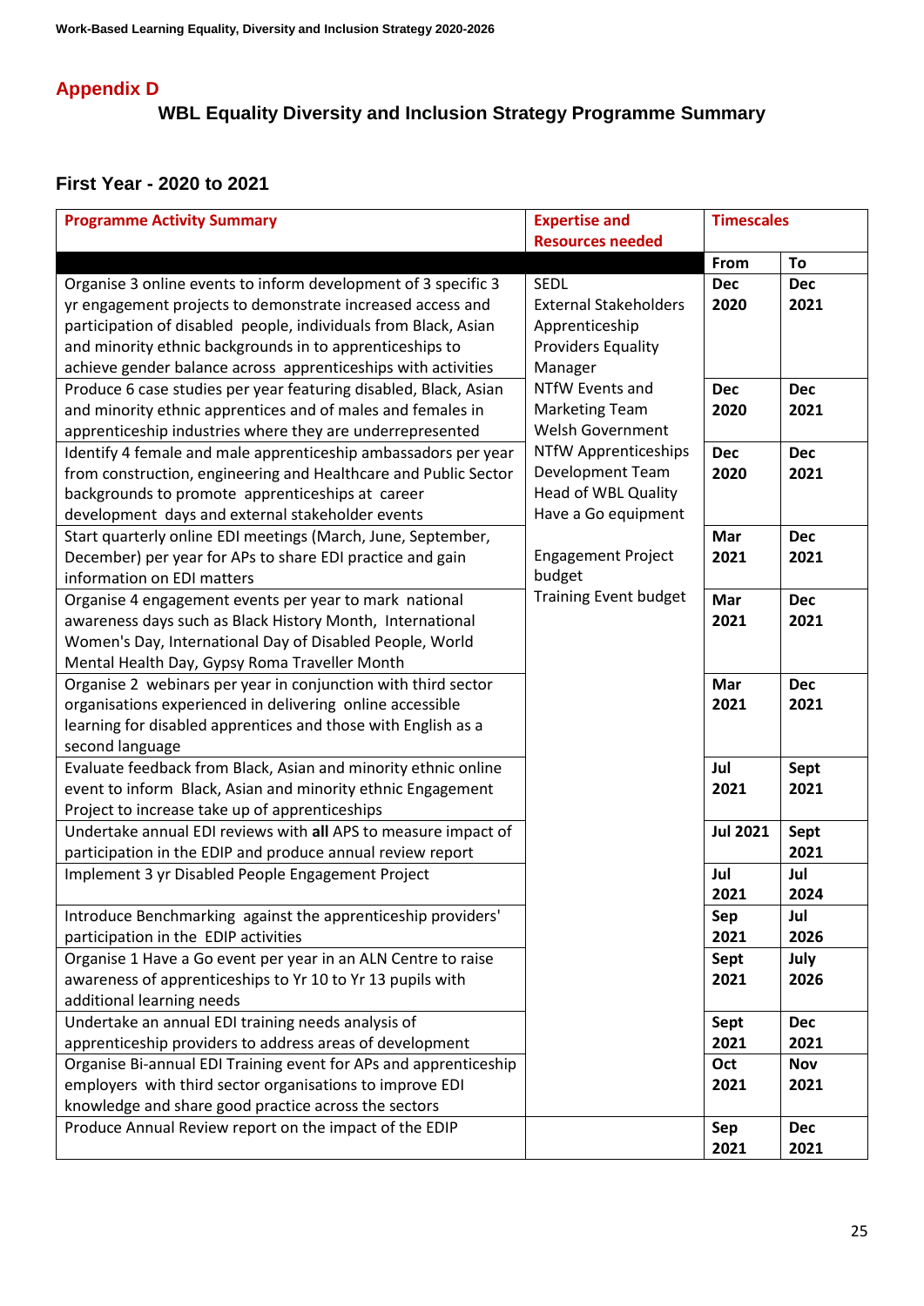# Appendix D

## WBL Equality Diversity and Inclusion Strategy Programme Summary

### First Year - 2020 to 2021

| Programme Activity Summary | Expertise and Resources needed | Timescales | |
|---|---|---|---|
| | | **From** | **To** |
| Organise 3 online events to inform development of 3 specific 3 yr engagement projects to demonstrate increased access and participation of disabled people, individuals from Black, Asian and minority ethnic backgrounds in to apprenticeships to achieve gender balance across apprenticeships with activities | SEDL<br>External Stakeholders<br>Apprenticeship Providers Equality Manager<br>NTfW Events and Marketing Team<br>Welsh Government<br>NTfW Apprenticeships Development Team<br>Head of WBL Quality<br>Have a Go equipment<br><br>Engagement Project budget<br>Training Event budget | **Dec 2020** | **Dec 2021** |
| Produce 6 case studies per year featuring disabled, Black, Asian and minority ethnic apprentices and of males and females in apprenticeship industries where they are underrepresented | | **Dec 2020** | **Dec 2021** |
| Identify 4 female and male apprenticeship ambassadors per year from construction, engineering and Healthcare and Public Sector backgrounds to promote apprenticeships at career development days and external stakeholder events | | **Dec 2020** | **Dec 2021** |
| Start quarterly online EDI meetings (March, June, September, December) per year for APs to share EDI practice and gain information on EDI matters | | **Mar 2021** | **Dec 2021** |
| Organise 4 engagement events per year to mark national awareness days such as Black History Month, International Women's Day, International Day of Disabled People, World Mental Health Day, Gypsy Roma Traveller Month | | **Mar 2021** | **Dec 2021** |
| Organise 2 webinars per year in conjunction with third sector organisations experienced in delivering online accessible learning for disabled apprentices and those with English as a second language | | **Mar 2021** | **Dec 2021** |
| Evaluate feedback from Black, Asian and minority ethnic online event to inform Black, Asian and minority ethnic Engagement Project to increase take up of apprenticeships | | **Jul 2021** | **Sept 2021** |
| Undertake annual EDI reviews with **all** APS to measure impact of participation in the EDIP and produce annual review report | | **Jul 2021** | **Sept 2021** |
| Implement 3 yr Disabled People Engagement Project | | **Jul 2021** | **Jul 2024** |
| Introduce Benchmarking against the apprenticeship providers' participation in the EDIP activities | | **Sep 2021** | **Jul 2026** |
| Organise 1 Have a Go event per year in an ALN Centre to raise awareness of apprenticeships to Yr 10 to Yr 13 pupils with additional learning needs | | **Sept 2021** | **July 2026** |
| Undertake an annual EDI training needs analysis of apprenticeship providers to address areas of development | | **Sept 2021** | **Dec 2021** |
| Organise Bi-annual EDI Training event for APs and apprenticeship employers with third sector organisations to improve EDI knowledge and share good practice across the sectors | | **Oct 2021** | **Nov 2021** |
| Produce Annual Review report on the impact of the EDIP | | **Sep 2021** | **Dec 2021** |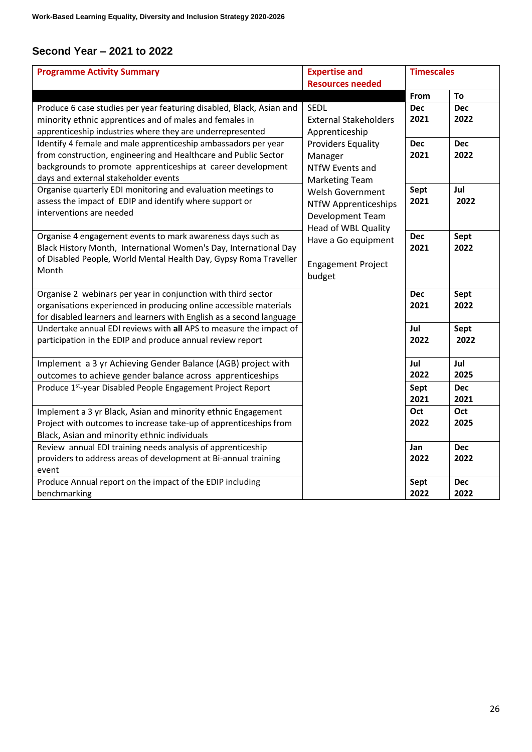## Second Year – 2021 to 2022

| Programme Activity Summary | Expertise and Resources needed | Timescales | |
|---|---|---|---|
| | | From | To |
| Produce 6 case studies per year featuring disabled, Black, Asian and minority ethnic apprentices and of males and females in apprenticeship industries where they are underrepresented | SEDL<br>External Stakeholders<br>Apprenticeship Providers Equality Manager<br>NTfW Events and Marketing Team<br>Welsh Government<br>NTfW Apprenticeships Development Team<br>Head of WBL Quality<br>Have a Go equipment<br><br>Engagement Project budget | Dec 2021 | Dec 2022 |
| Identify 4 female and male apprenticeship ambassadors per year from construction, engineering and Healthcare and Public Sector backgrounds to promote apprenticeships at career development days and external stakeholder events | | Dec 2021 | Dec 2022 |
| Organise quarterly EDI monitoring and evaluation meetings to assess the impact of EDIP and identify where support or interventions are needed | | Sept 2021 | Jul 2022 |
| Organise 4 engagement events to mark awareness days such as Black History Month, International Women's Day, International Day of Disabled People, World Mental Health Day, Gypsy Roma Traveller Month | | Dec 2021 | Sept 2022 |
| Organise 2 webinars per year in conjunction with third sector organisations experienced in producing online accessible materials for disabled learners and learners with English as a second language | | Dec 2021 | Sept 2022 |
| Undertake annual EDI reviews with **all** APS to measure the impact of participation in the EDIP and produce annual review report | | Jul 2022 | Sept 2022 |
| Implement a 3 yr Achieving Gender Balance (AGB) project with outcomes to achieve gender balance across apprenticeships | | Jul 2022 | Jul 2025 |
| Produce 1st-year Disabled People Engagement Project Report | | Sept 2021 | Dec 2021 |
| Implement a 3 yr Black, Asian and minority ethnic Engagement Project with outcomes to increase take-up of apprenticeships from Black, Asian and minority ethnic individuals | | Oct 2022 | Oct 2025 |
| Review annual EDI training needs analysis of apprenticeship providers to address areas of development at Bi-annual training event | | Jan 2022 | Dec 2022 |
| Produce Annual report on the impact of the EDIP including benchmarking | | Sept 2022 | Dec 2022 |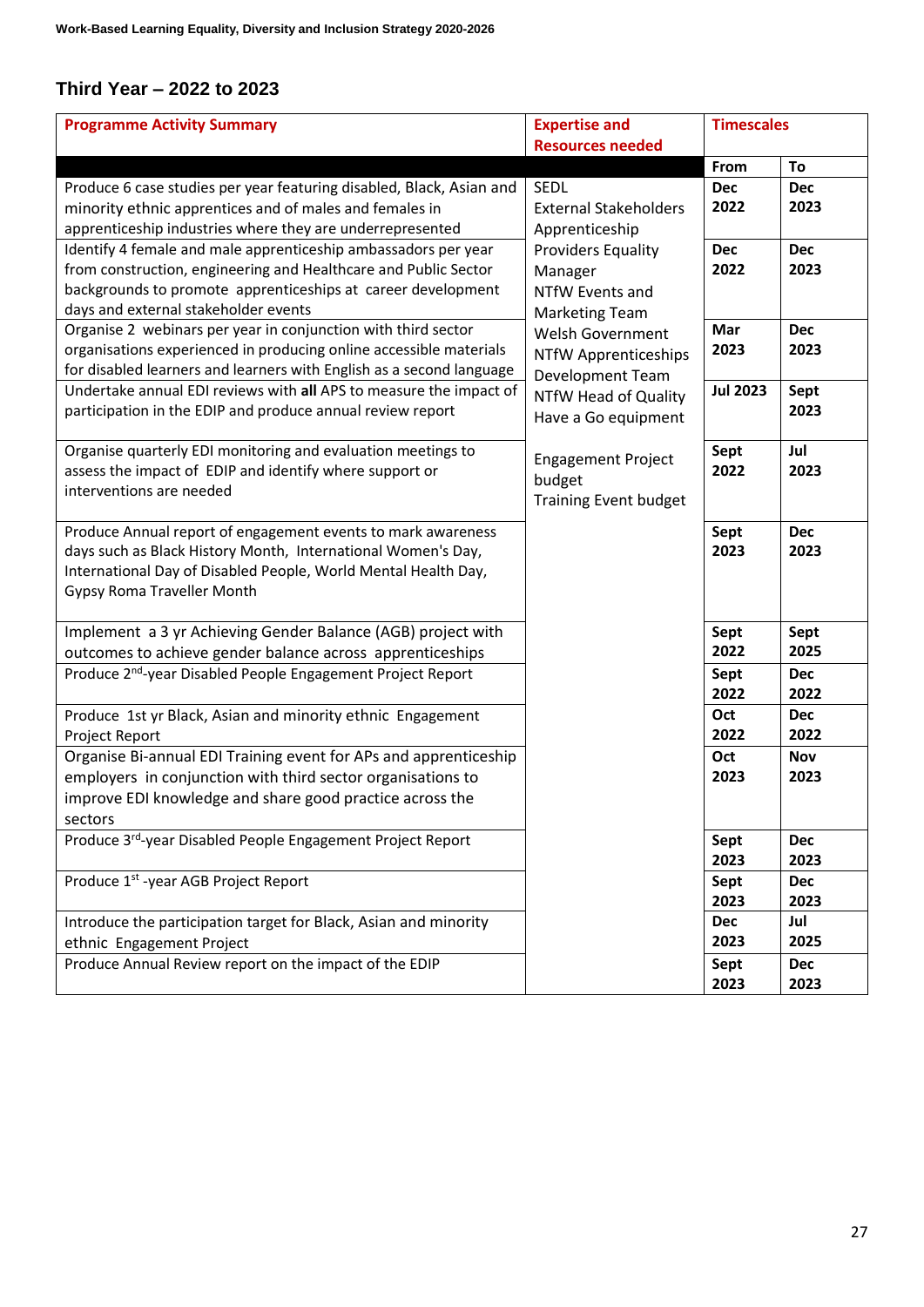## Third Year – 2022 to 2023

| Programme Activity Summary | Expertise and Resources needed | Timescales | |
|---|---|---|---|
| | | **From** | **To** |
| Produce 6 case studies per year featuring disabled, Black, Asian and minority ethnic apprentices and of males and females in apprenticeship industries where they are underrepresented | SEDL<br>External Stakeholders<br>Apprenticeship Providers Equality Manager<br>NTfW Events and Marketing Team<br>Welsh Government<br>NTfW Apprenticeships Development Team<br>NTfW Head of Quality<br>Have a Go equipment<br><br>Engagement Project budget<br>Training Event budget | **Dec 2022** | **Dec 2023** |
| Identify 4 female and male apprenticeship ambassadors per year from construction, engineering and Healthcare and Public Sector backgrounds to promote apprenticeships at career development days and external stakeholder events | | **Dec 2022** | **Dec 2023** |
| Organise 2 webinars per year in conjunction with third sector organisations experienced in producing online accessible materials for disabled learners and learners with English as a second language | | **Mar 2023** | **Dec 2023** |
| Undertake annual EDI reviews with **all** APS to measure the impact of participation in the EDIP and produce annual review report | | **Jul 2023** | **Sept 2023** |
| Organise quarterly EDI monitoring and evaluation meetings to assess the impact of EDIP and identify where support or interventions are needed | | **Sept 2022** | **Jul 2023** |
| Produce Annual report of engagement events to mark awareness days such as Black History Month, International Women's Day, International Day of Disabled People, World Mental Health Day, Gypsy Roma Traveller Month | | **Sept 2023** | **Dec 2023** |
| Implement a 3 yr Achieving Gender Balance (AGB) project with outcomes to achieve gender balance across apprenticeships | | **Sept 2022** | **Sept 2025** |
| Produce 2nd-year Disabled People Engagement Project Report | | **Sept 2022** | **Dec 2022** |
| Produce 1st yr Black, Asian and minority ethnic Engagement Project Report | | **Oct 2022** | **Dec 2022** |
| Organise Bi-annual EDI Training event for APs and apprenticeship employers in conjunction with third sector organisations to improve EDI knowledge and share good practice across the sectors | | **Oct 2023** | **Nov 2023** |
| Produce 3rd-year Disabled People Engagement Project Report | | **Sept 2023** | **Dec 2023** |
| Produce 1st -year AGB Project Report | | **Sept 2023** | **Dec 2023** |
| Introduce the participation target for Black, Asian and minority ethnic Engagement Project | | **Dec 2023** | **Jul 2025** |
| Produce Annual Review report on the impact of the EDIP | | **Sept 2023** | **Dec 2023** |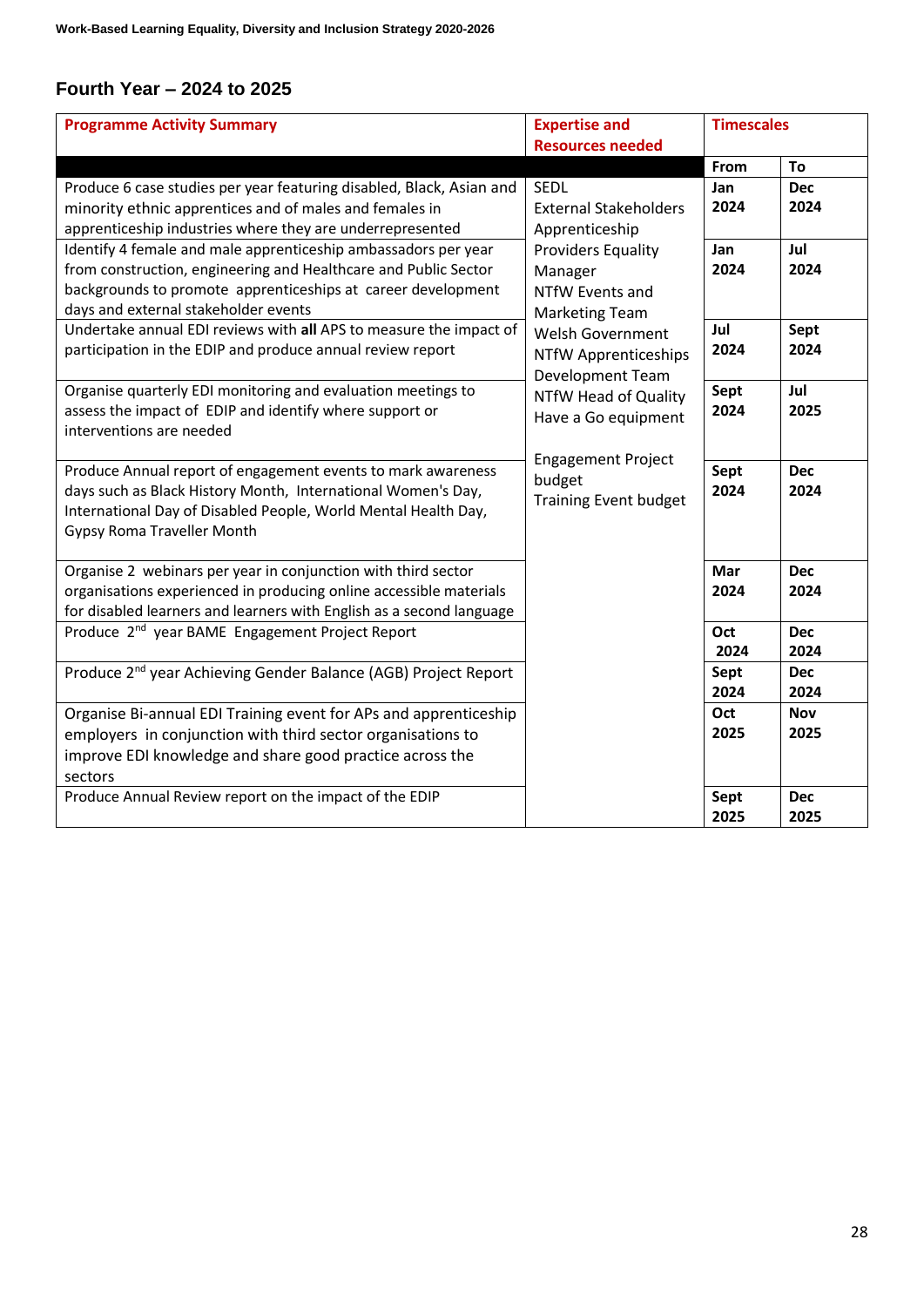## Fourth Year – 2024 to 2025

| Programme Activity Summary | Expertise and Resources needed | Timescales | |
|---|---|---|---|
| | | From | To |
| Produce 6 case studies per year featuring disabled, Black, Asian and minority ethnic apprentices and of males and females in apprenticeship industries where they are underrepresented | SEDL<br>External Stakeholders<br>Apprenticeship Providers Equality Manager<br>NTfW Events and Marketing Team<br>Welsh Government<br>NTfW Apprenticeships Development Team<br>NTfW Head of Quality<br>Have a Go equipment<br><br>Engagement Project budget<br>Training Event budget | Jan 2024 | Dec 2024 |
| Identify 4 female and male apprenticeship ambassadors per year from construction, engineering and Healthcare and Public Sector backgrounds to promote apprenticeships at career development days and external stakeholder events | | Jan 2024 | Jul 2024 |
| Undertake annual EDI reviews with **all** APS to measure the impact of participation in the EDIP and produce annual review report | | Jul 2024 | Sept 2024 |
| Organise quarterly EDI monitoring and evaluation meetings to assess the impact of EDIP and identify where support or interventions are needed | | Sept 2024 | Jul 2025 |
| Produce Annual report of engagement events to mark awareness days such as Black History Month, International Women's Day, International Day of Disabled People, World Mental Health Day, Gypsy Roma Traveller Month | | Sept 2024 | Dec 2024 |
| Organise 2 webinars per year in conjunction with third sector organisations experienced in producing online accessible materials for disabled learners and learners with English as a second language | | Mar 2024 | Dec 2024 |
| Produce 2nd year BAME Engagement Project Report | | Oct 2024 | Dec 2024 |
| Produce 2nd year Achieving Gender Balance (AGB) Project Report | | Sept 2024 | Dec 2024 |
| Organise Bi-annual EDI Training event for APs and apprenticeship employers in conjunction with third sector organisations to improve EDI knowledge and share good practice across the sectors | | Oct 2025 | Nov 2025 |
| Produce Annual Review report on the impact of the EDIP | | Sept 2025 | Dec 2025 |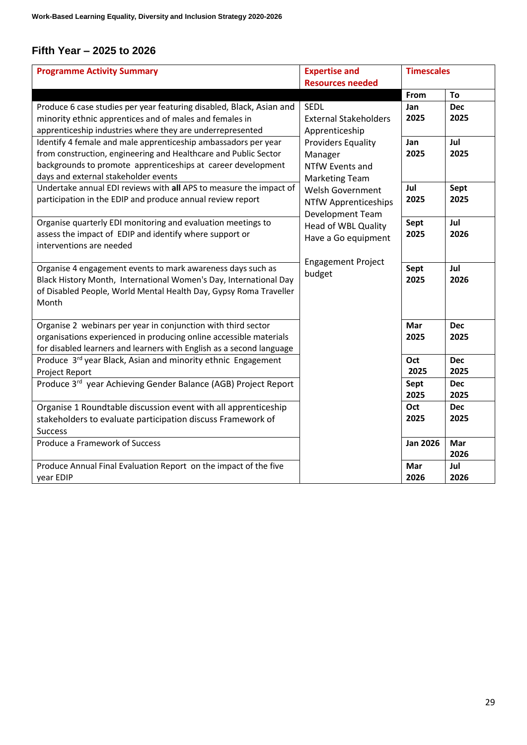## Fifth Year – 2025 to 2026

| Programme Activity Summary | Expertise and Resources needed | Timescales | |
|---|---|---|---|
| | | From | To |
| Produce 6 case studies per year featuring disabled, Black, Asian and minority ethnic apprentices and of males and females in apprenticeship industries where they are underrepresented | SEDL<br>External Stakeholders<br>Apprenticeship Providers Equality Manager<br>NTfW Events and Marketing Team<br>Welsh Government<br>NTfW Apprenticeships Development Team<br>Head of WBL Quality<br>Have a Go equipment<br><br>Engagement Project budget | Jan 2025 | Dec 2025 |
| Identify 4 female and male apprenticeship ambassadors per year from construction, engineering and Healthcare and Public Sector backgrounds to promote apprenticeships at career development days and external stakeholder events | | Jan 2025 | Jul 2025 |
| Undertake annual EDI reviews with **all** APS to measure the impact of participation in the EDIP and produce annual review report | | Jul 2025 | Sept 2025 |
| Organise quarterly EDI monitoring and evaluation meetings to assess the impact of EDIP and identify where support or interventions are needed | | Sept 2025 | Jul 2026 |
| Organise 4 engagement events to mark awareness days such as Black History Month, International Women's Day, International Day of Disabled People, World Mental Health Day, Gypsy Roma Traveller Month | | Sept 2025 | Jul 2026 |
| Organise 2 webinars per year in conjunction with third sector organisations experienced in producing online accessible materials for disabled learners and learners with English as a second language | | Mar 2025 | Dec 2025 |
| Produce 3rd year Black, Asian and minority ethnic Engagement Project Report | | Oct 2025 | Dec 2025 |
| Produce 3rd year Achieving Gender Balance (AGB) Project Report | | Sept 2025 | Dec 2025 |
| Organise 1 Roundtable discussion event with all apprenticeship stakeholders to evaluate participation discuss Framework of Success | | Oct 2025 | Dec 2025 |
| Produce a Framework of Success | | Jan 2026 | Mar 2026 |
| Produce Annual Final Evaluation Report on the impact of the five year EDIP | | Mar 2026 | Jul 2026 |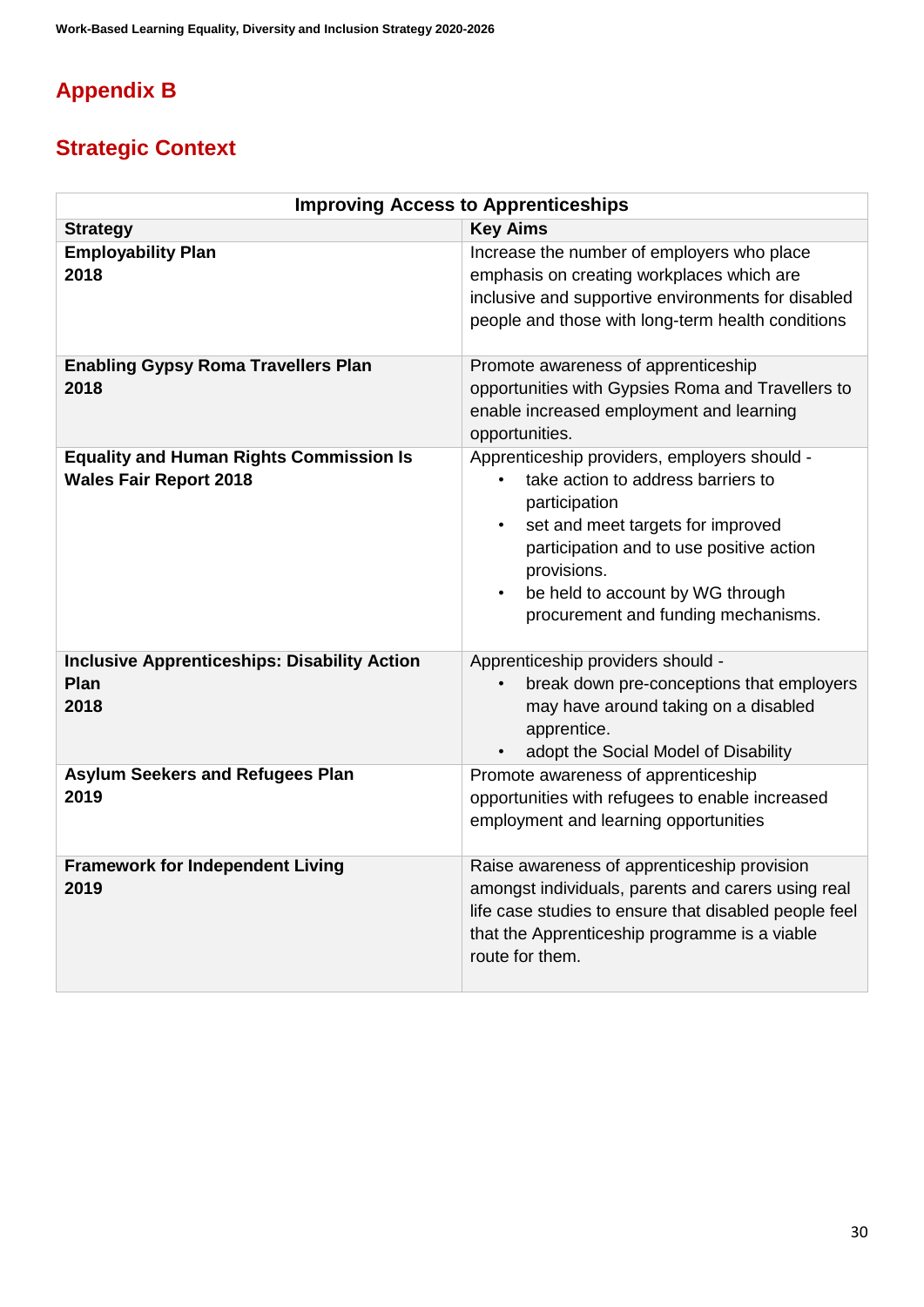## Appendix B

## Strategic Context

| Improving Access to Apprenticeships | |
|---|---|
| **Strategy** | **Key Aims** |
| **Employability Plan**<br>**2018** | Increase the number of employers who place emphasis on creating workplaces which are inclusive and supportive environments for disabled people and those with long-term health conditions |
| **Enabling Gypsy Roma Travellers Plan**<br>**2018** | Promote awareness of apprenticeship opportunities with Gypsies Roma and Travellers to enable increased employment and learning opportunities. |
| **Equality and Human Rights Commission Is Wales Fair Report 2018** | Apprenticeship providers, employers should -<br>• take action to address barriers to participation<br>• set and meet targets for improved participation and to use positive action provisions.<br>• be held to account by WG through procurement and funding mechanisms. |
| **Inclusive Apprenticeships: Disability Action Plan**<br>**2018** | Apprenticeship providers should -<br>• break down pre-conceptions that employers may have around taking on a disabled apprentice.<br>• adopt the Social Model of Disability |
| **Asylum Seekers and Refugees Plan**<br>**2019** | Promote awareness of apprenticeship opportunities with refugees to enable increased employment and learning opportunities |
| **Framework for Independent Living**<br>**2019** | Raise awareness of apprenticeship provision amongst individuals, parents and carers using real life case studies to ensure that disabled people feel that the Apprenticeship programme is a viable route for them. |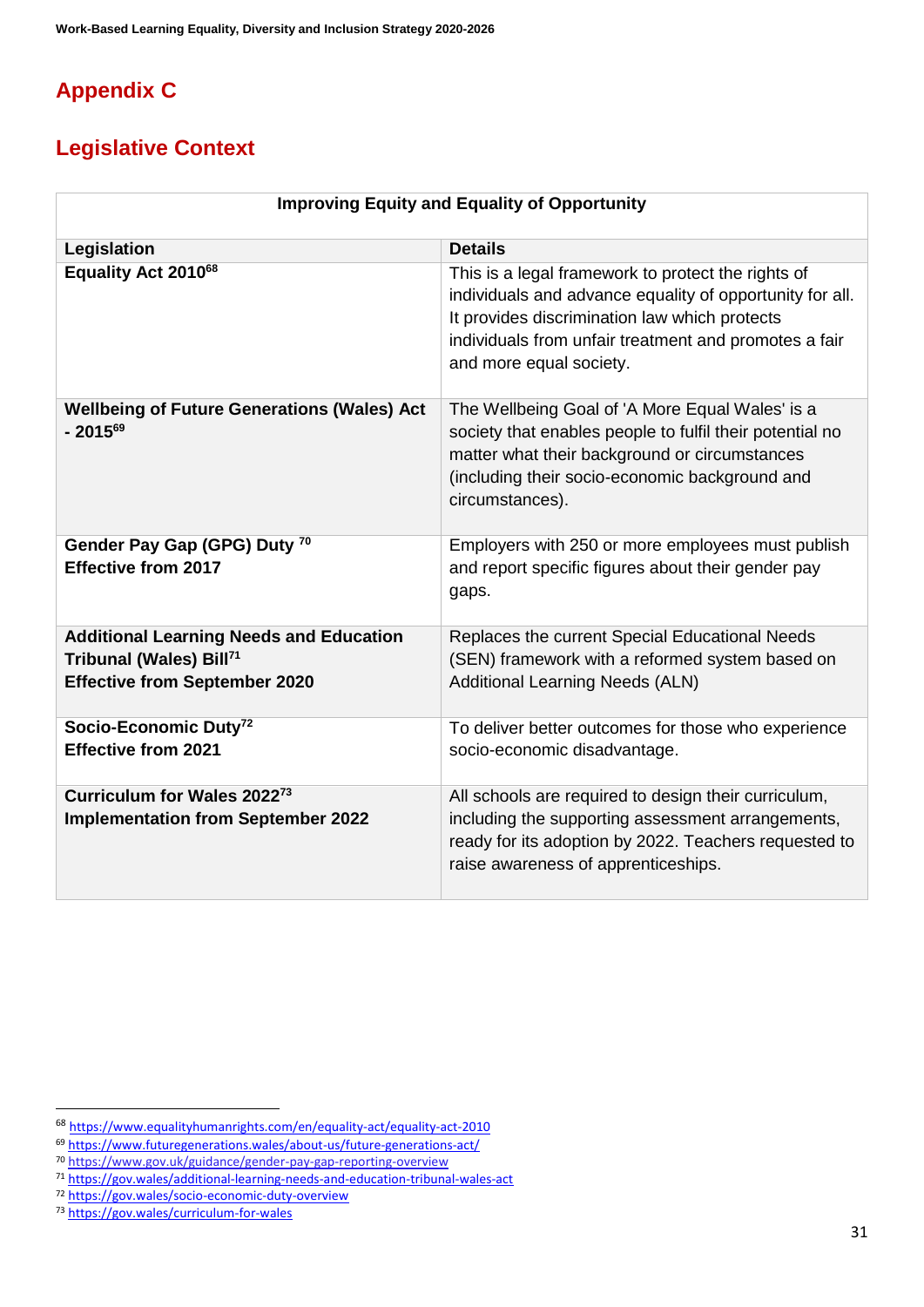# Appendix C

## Legislative Context

| Improving Equity and Equality of Opportunity | |
|---|---|
| **Legislation** | **Details** |
| **Equality Act 2010**[68] | This is a legal framework to protect the rights of individuals and advance equality of opportunity for all. It provides discrimination law which protects individuals from unfair treatment and promotes a fair and more equal society. |
| **Wellbeing of Future Generations (Wales) Act - 2015**[69] | The Wellbeing Goal of 'A More Equal Wales' is a society that enables people to fulfil their potential no matter what their background or circumstances (including their socio-economic background and circumstances). |
| **Gender Pay Gap (GPG) Duty**[70] **Effective from 2017** | Employers with 250 or more employees must publish and report specific figures about their gender pay gaps. |
| **Additional Learning Needs and Education Tribunal (Wales) Bill**[71] **Effective from September 2020** | Replaces the current Special Educational Needs (SEN) framework with a reformed system based on Additional Learning Needs (ALN) |
| **Socio-Economic Duty**[72] **Effective from 2021** | To deliver better outcomes for those who experience socio-economic disadvantage. |
| **Curriculum for Wales 2022**[73] **Implementation from September 2022** | All schools are required to design their curriculum, including the supporting assessment arrangements, ready for its adoption by 2022. Teachers requested to raise awareness of apprenticeships. |

[68] https://www.equalityhumanrights.com/en/equality-act/equality-act-2010
[69] https://www.futuregenerations.wales/about-us/future-generations-act/
[70] https://www.gov.uk/guidance/gender-pay-gap-reporting-overview
[71] https://gov.wales/additional-learning-needs-and-education-tribunal-wales-act
[72] https://gov.wales/socio-economic-duty-overview
[73] https://gov.wales/curriculum-for-wales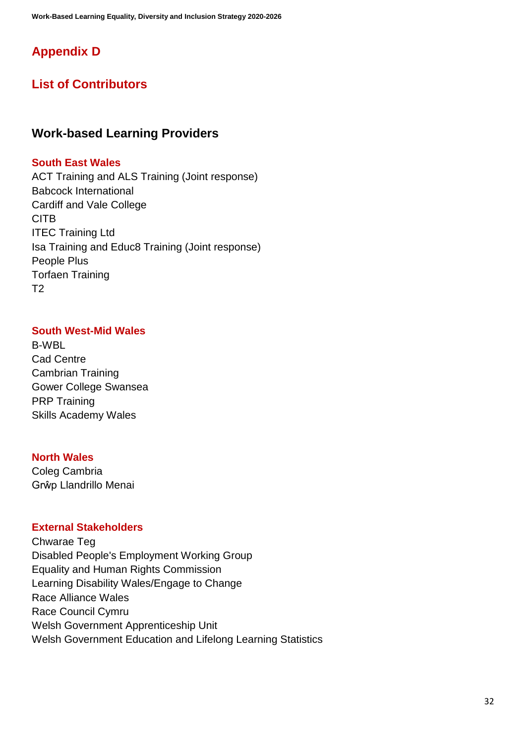# Appendix D

## List of Contributors

### Work-based Learning Providers

#### South East Wales

ACT Training and ALS Training (Joint response)
Babcock International
Cardiff and Vale College
CITB
ITEC Training Ltd
Isa Training and Educ8 Training (Joint response)
People Plus
Torfaen Training
T2

#### South West-Mid Wales

B-WBL
Cad Centre
Cambrian Training
Gower College Swansea
PRP Training
Skills Academy Wales

#### North Wales

Coleg Cambria
Grŵp Llandrillo Menai

#### External Stakeholders

Chwarae Teg
Disabled People's Employment Working Group
Equality and Human Rights Commission
Learning Disability Wales/Engage to Change
Race Alliance Wales
Race Council Cymru
Welsh Government Apprenticeship Unit
Welsh Government Education and Lifelong Learning Statistics